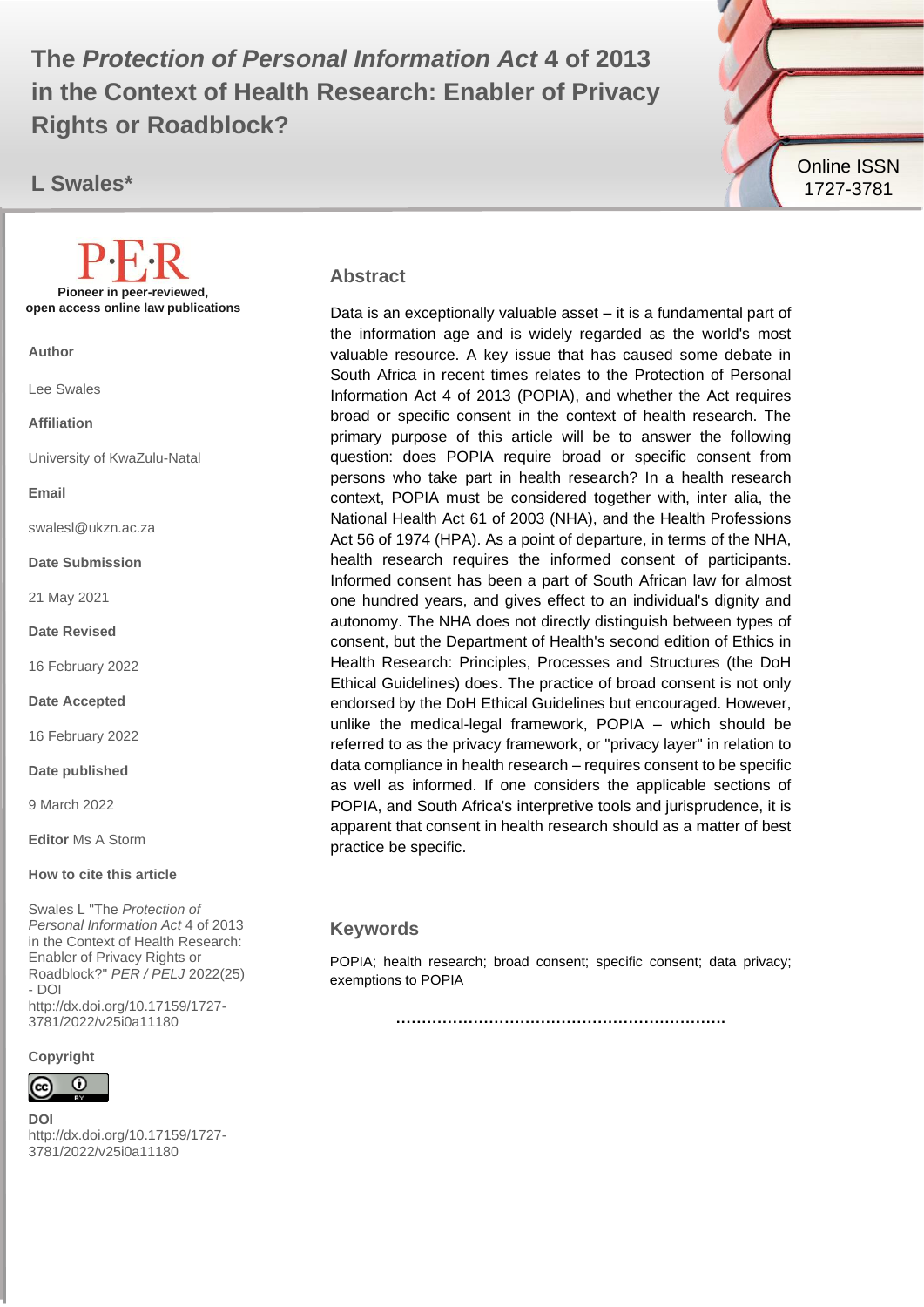# The *Protection of Personal Information Act* 4 of 2013 in the Context of Health Research: Enabler of Privacy Rights or Roadblock?

**L Swales***

Online ISSN 1727-3781

**P·E·R**

**Pioneer in peer-reviewed, open access online law publications**

**Author**

Lee Swales

**Affiliation**

University of KwaZulu-Natal

**Email**

swalesl@ukzn.ac.za

**Date Submission**

21 May 2021

**Date Revised**

16 February 2022

**Date Accepted**

16 February 2022

**Date published**

9 March 2022

**Editor** Ms A Storm

**How to cite this article**

Swales L "The *Protection of Personal Information Act* 4 of 2013 in the Context of Health Research: Enabler of Privacy Rights or Roadblock?" *PER / PELJ* 2022(25) - DOI http://dx.doi.org/10.17159/1727-3781/2022/v25i0a11180

**Copyright**

**DOI**
http://dx.doi.org/10.17159/1727-3781/2022/v25i0a11180

## Abstract

Data is an exceptionally valuable asset – it is a fundamental part of the information age and is widely regarded as the world's most valuable resource. A key issue that has caused some debate in South Africa in recent times relates to the Protection of Personal Information Act 4 of 2013 (POPIA), and whether the Act requires broad or specific consent in the context of health research. The primary purpose of this article will be to answer the following question: does POPIA require broad or specific consent from persons who take part in health research? In a health research context, POPIA must be considered together with, inter alia, the National Health Act 61 of 2003 (NHA), and the Health Professions Act 56 of 1974 (HPA). As a point of departure, in terms of the NHA, health research requires the informed consent of participants. Informed consent has been a part of South African law for almost one hundred years, and gives effect to an individual's dignity and autonomy. The NHA does not directly distinguish between types of consent, but the Department of Health's second edition of Ethics in Health Research: Principles, Processes and Structures (the DoH Ethical Guidelines) does. The practice of broad consent is not only endorsed by the DoH Ethical Guidelines but encouraged. However, unlike the medical-legal framework, POPIA – which should be referred to as the privacy framework, or "privacy layer" in relation to data compliance in health research – requires consent to be specific as well as informed. If one considers the applicable sections of POPIA, and South Africa's interpretive tools and jurisprudence, it is apparent that consent in health research should as a matter of best practice be specific.

## Keywords

POPIA; health research; broad consent; specific consent; data privacy; exemptions to POPIA

..................................................................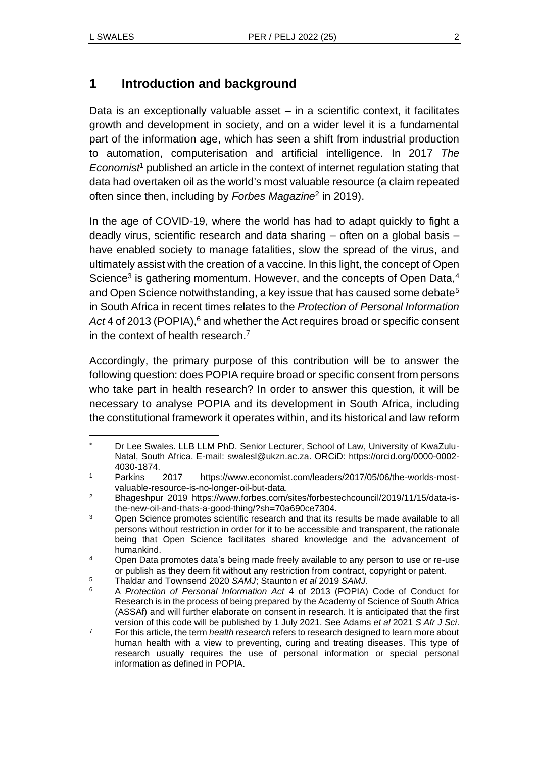## 1 Introduction and background

Data is an exceptionally valuable asset – in a scientific context, it facilitates growth and development in society, and on a wider level it is a fundamental part of the information age, which has seen a shift from industrial production to automation, computerisation and artificial intelligence. In 2017 *The Economist*[1] published an article in the context of internet regulation stating that data had overtaken oil as the world's most valuable resource (a claim repeated often since then, including by *Forbes Magazine*[2] in 2019).

In the age of COVID-19, where the world has had to adapt quickly to fight a deadly virus, scientific research and data sharing – often on a global basis – have enabled society to manage fatalities, slow the spread of the virus, and ultimately assist with the creation of a vaccine. In this light, the concept of Open Science[3] is gathering momentum. However, and the concepts of Open Data,[4] and Open Science notwithstanding, a key issue that has caused some debate[5] in South Africa in recent times relates to the *Protection of Personal Information Act* 4 of 2013 (POPIA),[6] and whether the Act requires broad or specific consent in the context of health research.[7]

Accordingly, the primary purpose of this contribution will be to answer the following question: does POPIA require broad or specific consent from persons who take part in health research? In order to answer this question, it will be necessary to analyse POPIA and its development in South Africa, including the constitutional framework it operates within, and its historical and law reform

---

[*] Dr Lee Swales. LLB LLM PhD. Senior Lecturer, School of Law, University of KwaZulu-Natal, South Africa. E-mail: swalesl@ukzn.ac.za. ORCiD: https://orcid.org/0000-0002-4030-1874.

[1] Parkins 2017 https://www.economist.com/leaders/2017/05/06/the-worlds-most-valuable-resource-is-no-longer-oil-but-data.

[2] Bhageshpur 2019 https://www.forbes.com/sites/forbestechcouncil/2019/11/15/data-is-the-new-oil-and-thats-a-good-thing/?sh=70a690ce7304.

[3] Open Science promotes scientific research and that its results be made available to all persons without restriction in order for it to be accessible and transparent, the rationale being that Open Science facilitates shared knowledge and the advancement of humankind.

[4] Open Data promotes data's being made freely available to any person to use or re-use or publish as they deem fit without any restriction from contract, copyright or patent.

[5] Thaldar and Townsend 2020 *SAMJ*; Staunton *et al* 2019 *SAMJ*.

[6] A *Protection of Personal Information Act* 4 of 2013 (POPIA) Code of Conduct for Research is in the process of being prepared by the Academy of Science of South Africa (ASSAf) and will further elaborate on consent in research. It is anticipated that the first version of this code will be published by 1 July 2021. See Adams *et al* 2021 *S Afr J Sci*.

[7] For this article, the term *health research* refers to research designed to learn more about human health with a view to preventing, curing and treating diseases. This type of research usually requires the use of personal information or special personal information as defined in POPIA.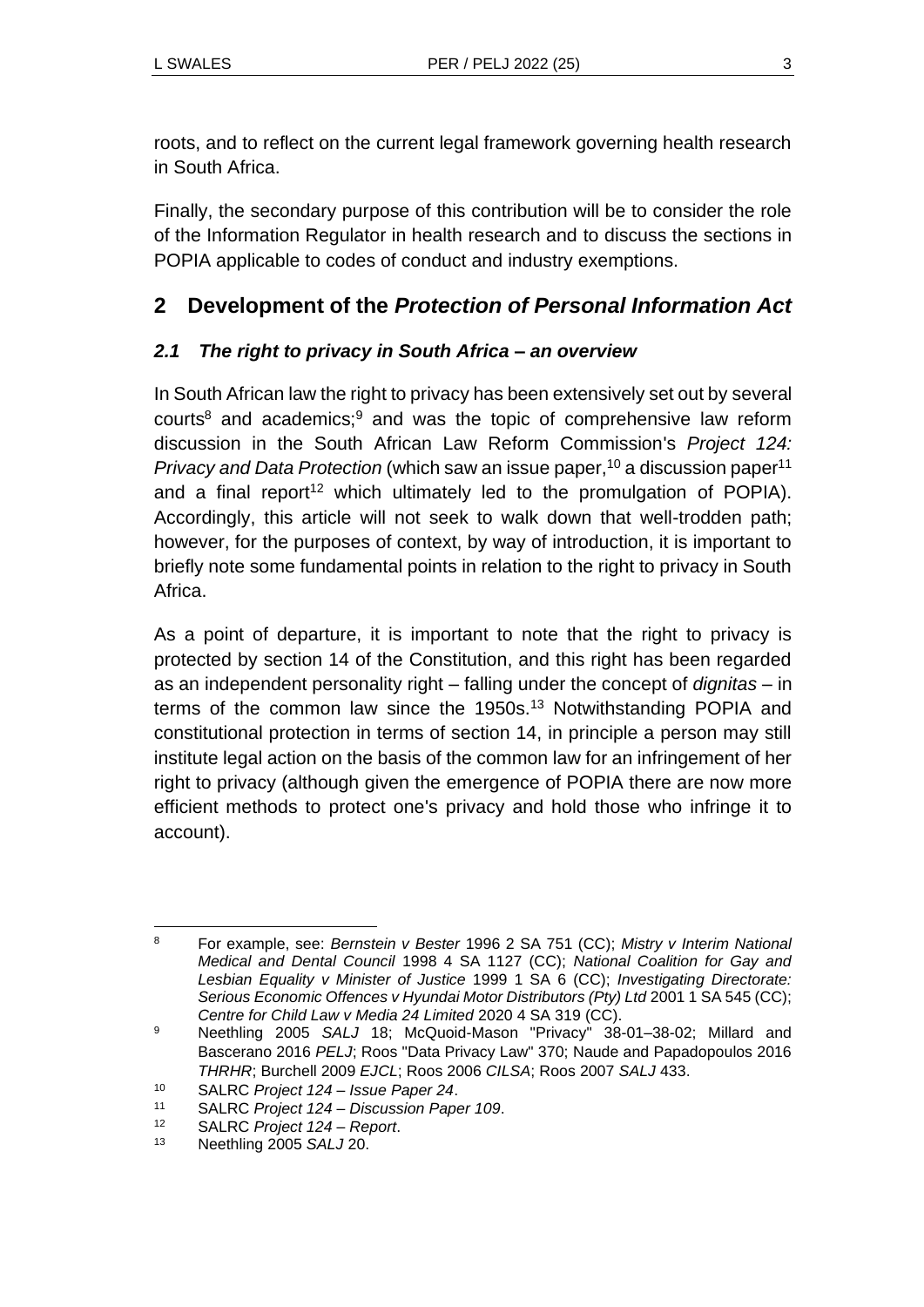roots, and to reflect on the current legal framework governing health research in South Africa.

Finally, the secondary purpose of this contribution will be to consider the role of the Information Regulator in health research and to discuss the sections in POPIA applicable to codes of conduct and industry exemptions.

## 2 Development of the *Protection of Personal Information Act*

### *2.1 The right to privacy in South Africa – an overview*

In South African law the right to privacy has been extensively set out by several courts[8] and academics;[9] and was the topic of comprehensive law reform discussion in the South African Law Reform Commission's *Project 124: Privacy and Data Protection* (which saw an issue paper,[10] a discussion paper[11] and a final report[12] which ultimately led to the promulgation of POPIA). Accordingly, this article will not seek to walk down that well-trodden path; however, for the purposes of context, by way of introduction, it is important to briefly note some fundamental points in relation to the right to privacy in South Africa.

As a point of departure, it is important to note that the right to privacy is protected by section 14 of the Constitution, and this right has been regarded as an independent personality right – falling under the concept of *dignitas* – in terms of the common law since the 1950s.[13] Notwithstanding POPIA and constitutional protection in terms of section 14, in principle a person may still institute legal action on the basis of the common law for an infringement of her right to privacy (although given the emergence of POPIA there are now more efficient methods to protect one's privacy and hold those who infringe it to account).

---

[8] For example, see: *Bernstein v Bester* 1996 2 SA 751 (CC); *Mistry v Interim National Medical and Dental Council* 1998 4 SA 1127 (CC); *National Coalition for Gay and Lesbian Equality v Minister of Justice* 1999 1 SA 6 (CC); *Investigating Directorate: Serious Economic Offences v Hyundai Motor Distributors (Pty) Ltd* 2001 1 SA 545 (CC); *Centre for Child Law v Media 24 Limited* 2020 4 SA 319 (CC).

[9] Neethling 2005 *SALJ* 18; McQuoid-Mason "Privacy" 38-01–38-02; Millard and Bascerano 2016 *PELJ*; Roos "Data Privacy Law" 370; Naude and Papadopoulos 2016 *THRHR*; Burchell 2009 *EJCL*; Roos 2006 *CILSA*; Roos 2007 *SALJ* 433.

[10] SALRC *Project 124 – Issue Paper 24*.

[11] SALRC *Project 124 – Discussion Paper 109*.

[12] SALRC *Project 124 – Report*.

[13] Neethling 2005 *SALJ* 20.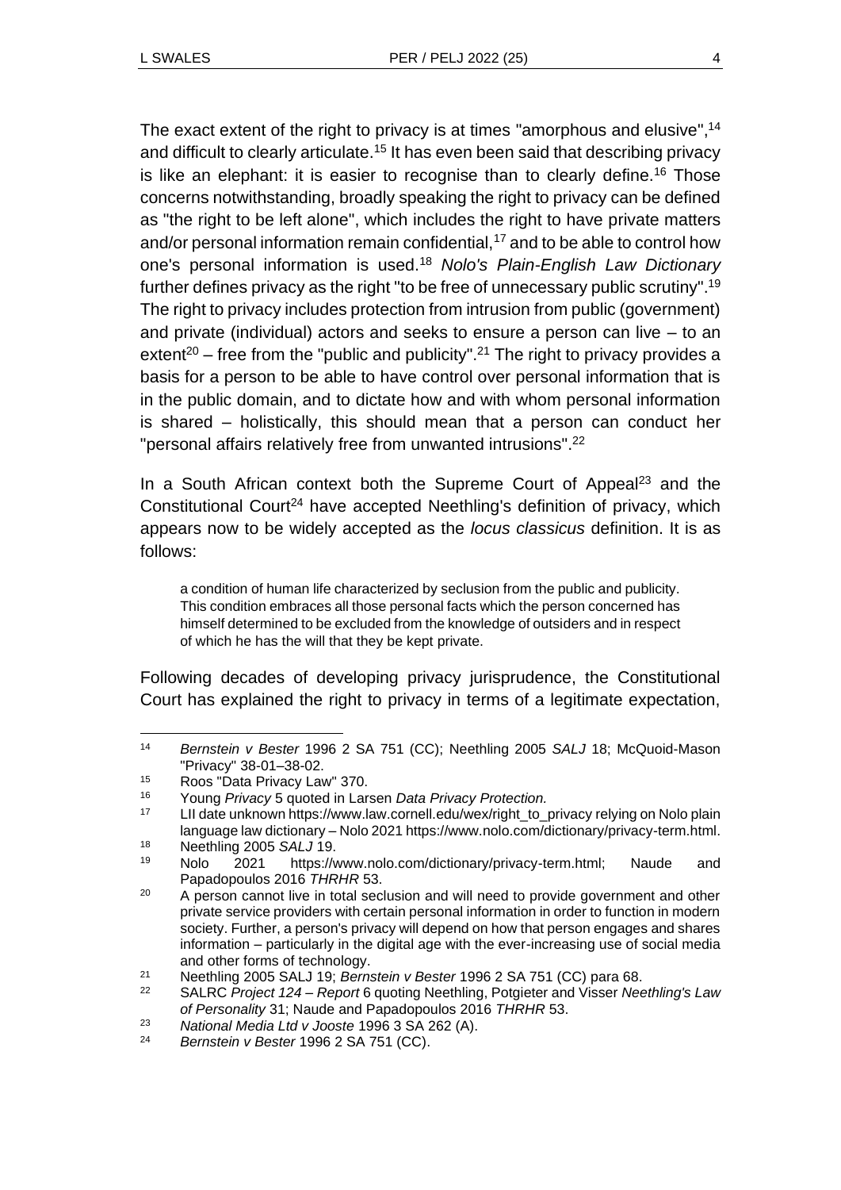The exact extent of the right to privacy is at times "amorphous and elusive",[14] and difficult to clearly articulate.[15] It has even been said that describing privacy is like an elephant: it is easier to recognise than to clearly define.[16] Those concerns notwithstanding, broadly speaking the right to privacy can be defined as "the right to be left alone", which includes the right to have private matters and/or personal information remain confidential,[17] and to be able to control how one's personal information is used.[18] *Nolo's Plain-English Law Dictionary* further defines privacy as the right "to be free of unnecessary public scrutiny".[19] The right to privacy includes protection from intrusion from public (government) and private (individual) actors and seeks to ensure a person can live – to an extent[20] – free from the "public and publicity".[21] The right to privacy provides a basis for a person to be able to have control over personal information that is in the public domain, and to dictate how and with whom personal information is shared – holistically, this should mean that a person can conduct her "personal affairs relatively free from unwanted intrusions".[22]

In a South African context both the Supreme Court of Appeal[23] and the Constitutional Court[24] have accepted Neethling's definition of privacy, which appears now to be widely accepted as the *locus classicus* definition. It is as follows:

> a condition of human life characterized by seclusion from the public and publicity. This condition embraces all those personal facts which the person concerned has himself determined to be excluded from the knowledge of outsiders and in respect of which he has the will that they be kept private.

Following decades of developing privacy jurisprudence, the Constitutional Court has explained the right to privacy in terms of a legitimate expectation,

---

14 *Bernstein v Bester* 1996 2 SA 751 (CC); Neethling 2005 *SALJ* 18; McQuoid-Mason "Privacy" 38-01–38-02.

15 Roos "Data Privacy Law" 370.

16 Young *Privacy* 5 quoted in Larsen *Data Privacy Protection.*

17 LII date unknown https://www.law.cornell.edu/wex/right_to_privacy relying on Nolo plain language law dictionary – Nolo 2021 https://www.nolo.com/dictionary/privacy-term.html.

18 Neethling 2005 *SALJ* 19.

19 Nolo 2021 https://www.nolo.com/dictionary/privacy-term.html; Naude and Papadopoulos 2016 *THRHR* 53.

20 A person cannot live in total seclusion and will need to provide government and other private service providers with certain personal information in order to function in modern society. Further, a person's privacy will depend on how that person engages and shares information – particularly in the digital age with the ever-increasing use of social media and other forms of technology.

21 Neethling 2005 SALJ 19; *Bernstein v Bester* 1996 2 SA 751 (CC) para 68.

22 SALRC *Project 124 – Report* 6 quoting Neethling, Potgieter and Visser *Neethling's Law of Personality* 31; Naude and Papadopoulos 2016 *THRHR* 53.

23 *National Media Ltd v Jooste* 1996 3 SA 262 (A).

24 *Bernstein v Bester* 1996 2 SA 751 (CC).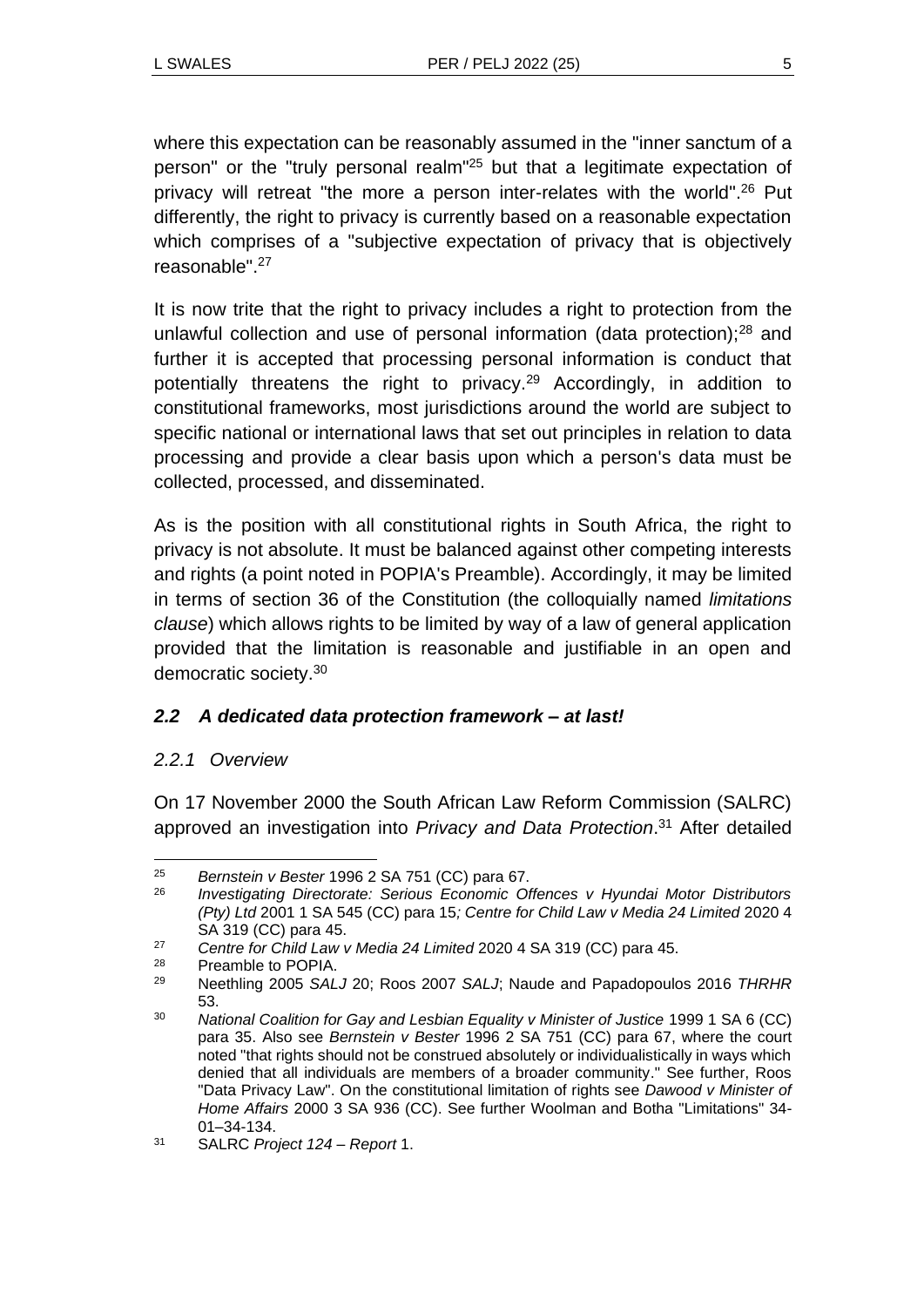where this expectation can be reasonably assumed in the "inner sanctum of a person" or the "truly personal realm"[25] but that a legitimate expectation of privacy will retreat "the more a person inter-relates with the world".[26] Put differently, the right to privacy is currently based on a reasonable expectation which comprises of a "subjective expectation of privacy that is objectively reasonable".[27]

It is now trite that the right to privacy includes a right to protection from the unlawful collection and use of personal information (data protection);[28] and further it is accepted that processing personal information is conduct that potentially threatens the right to privacy.[29] Accordingly, in addition to constitutional frameworks, most jurisdictions around the world are subject to specific national or international laws that set out principles in relation to data processing and provide a clear basis upon which a person's data must be collected, processed, and disseminated.

As is the position with all constitutional rights in South Africa, the right to privacy is not absolute. It must be balanced against other competing interests and rights (a point noted in POPIA's Preamble). Accordingly, it may be limited in terms of section 36 of the Constitution (the colloquially named *limitations clause*) which allows rights to be limited by way of a law of general application provided that the limitation is reasonable and justifiable in an open and democratic society.[30]

### *2.2 A dedicated data protection framework – at last!*

#### *2.2.1 Overview*

On 17 November 2000 the South African Law Reform Commission (SALRC) approved an investigation into *Privacy and Data Protection*.[31] After detailed

---

[25] *Bernstein v Bester* 1996 2 SA 751 (CC) para 67.

[26] *Investigating Directorate: Serious Economic Offences v Hyundai Motor Distributors (Pty) Ltd* 2001 1 SA 545 (CC) para 15*; Centre for Child Law v Media 24 Limited* 2020 4 SA 319 (CC) para 45.

[27] *Centre for Child Law v Media 24 Limited* 2020 4 SA 319 (CC) para 45.

[28] Preamble to POPIA.

[29] Neethling 2005 *SALJ* 20; Roos 2007 *SALJ*; Naude and Papadopoulos 2016 *THRHR* 53.

[30] *National Coalition for Gay and Lesbian Equality v Minister of Justice* 1999 1 SA 6 (CC) para 35. Also see *Bernstein v Bester* 1996 2 SA 751 (CC) para 67, where the court noted "that rights should not be construed absolutely or individualistically in ways which denied that all individuals are members of a broader community." See further, Roos "Data Privacy Law". On the constitutional limitation of rights see *Dawood v Minister of Home Affairs* 2000 3 SA 936 (CC). See further Woolman and Botha "Limitations" 34-01–34-134.

[31] SALRC *Project 124 – Report* 1.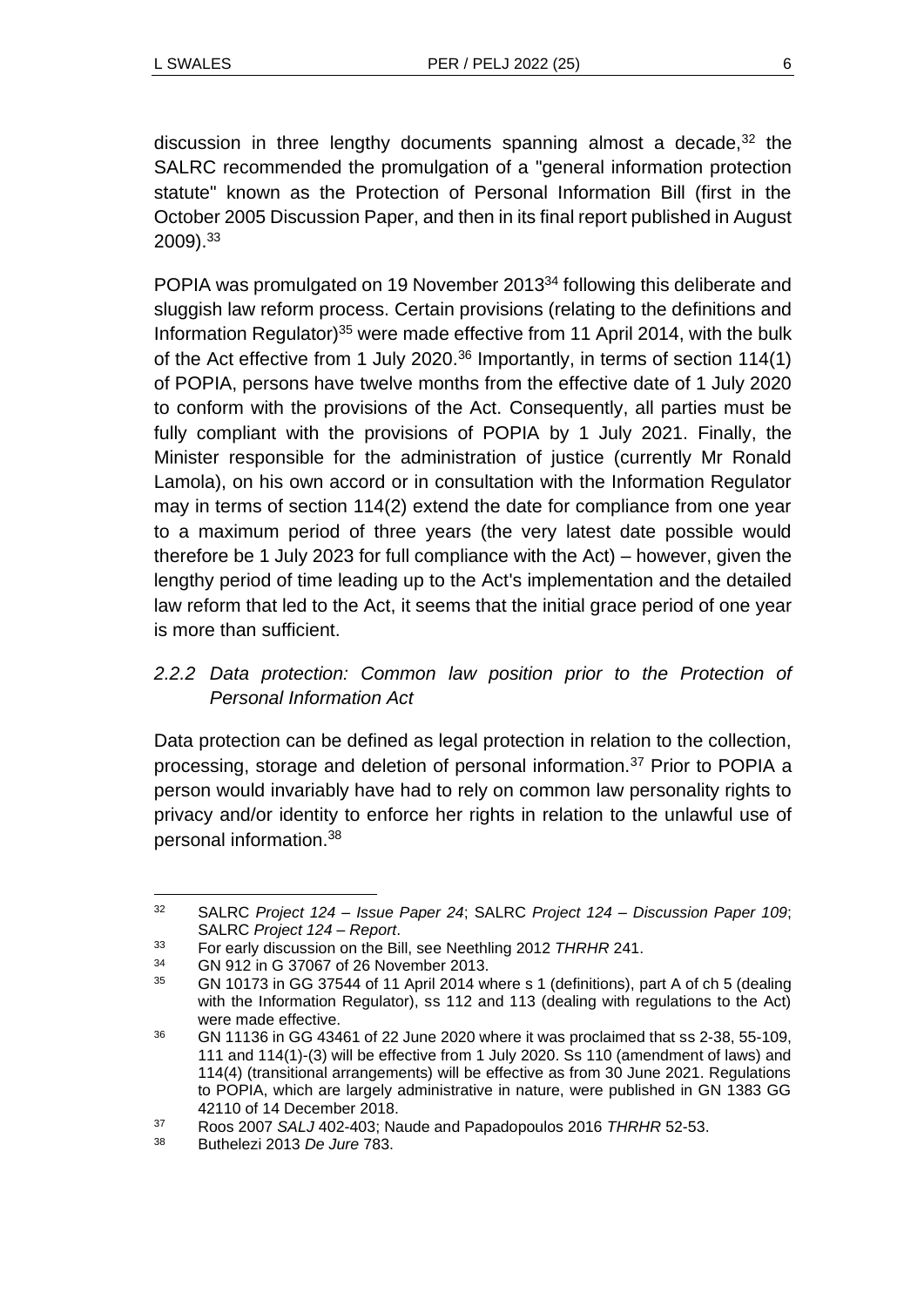discussion in three lengthy documents spanning almost a decade,[32] the SALRC recommended the promulgation of a "general information protection statute" known as the Protection of Personal Information Bill (first in the October 2005 Discussion Paper, and then in its final report published in August 2009).[33]

POPIA was promulgated on 19 November 2013[34] following this deliberate and sluggish law reform process. Certain provisions (relating to the definitions and Information Regulator)[35] were made effective from 11 April 2014, with the bulk of the Act effective from 1 July 2020.[36] Importantly, in terms of section 114(1) of POPIA, persons have twelve months from the effective date of 1 July 2020 to conform with the provisions of the Act. Consequently, all parties must be fully compliant with the provisions of POPIA by 1 July 2021. Finally, the Minister responsible for the administration of justice (currently Mr Ronald Lamola), on his own accord or in consultation with the Information Regulator may in terms of section 114(2) extend the date for compliance from one year to a maximum period of three years (the very latest date possible would therefore be 1 July 2023 for full compliance with the Act) – however, given the lengthy period of time leading up to the Act's implementation and the detailed law reform that led to the Act, it seems that the initial grace period of one year is more than sufficient.

### *2.2.2 Data protection: Common law position prior to the Protection of Personal Information Act*

Data protection can be defined as legal protection in relation to the collection, processing, storage and deletion of personal information.[37] Prior to POPIA a person would invariably have had to rely on common law personality rights to privacy and/or identity to enforce her rights in relation to the unlawful use of personal information.[38]

---

[32] SALRC *Project 124 – Issue Paper 24*; SALRC *Project 124 – Discussion Paper 109*; SALRC *Project 124 – Report*.

[33] For early discussion on the Bill, see Neethling 2012 *THRHR* 241.

[34] GN 912 in G 37067 of 26 November 2013.

[35] GN 10173 in GG 37544 of 11 April 2014 where s 1 (definitions), part A of ch 5 (dealing with the Information Regulator), ss 112 and 113 (dealing with regulations to the Act) were made effective.

[36] GN 11136 in GG 43461 of 22 June 2020 where it was proclaimed that ss 2-38, 55-109, 111 and 114(1)-(3) will be effective from 1 July 2020. Ss 110 (amendment of laws) and 114(4) (transitional arrangements) will be effective as from 30 June 2021. Regulations to POPIA, which are largely administrative in nature, were published in GN 1383 GG 42110 of 14 December 2018.

[37] Roos 2007 *SALJ* 402-403; Naude and Papadopoulos 2016 *THRHR* 52-53.

[38] Buthelezi 2013 *De Jure* 783.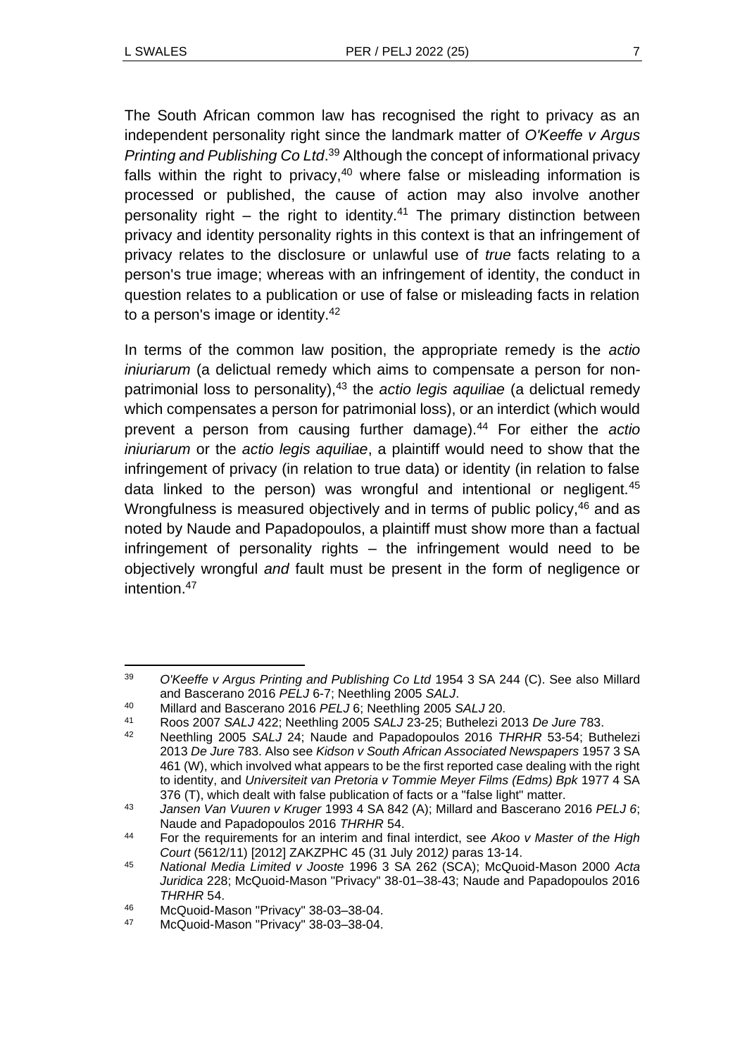The South African common law has recognised the right to privacy as an independent personality right since the landmark matter of *O'Keeffe v Argus Printing and Publishing Co Ltd*.[39] Although the concept of informational privacy falls within the right to privacy,[40] where false or misleading information is processed or published, the cause of action may also involve another personality right – the right to identity.[41] The primary distinction between privacy and identity personality rights in this context is that an infringement of privacy relates to the disclosure or unlawful use of *true* facts relating to a person's true image; whereas with an infringement of identity, the conduct in question relates to a publication or use of false or misleading facts in relation to a person's image or identity.[42]

In terms of the common law position, the appropriate remedy is the *actio iniuriarum* (a delictual remedy which aims to compensate a person for non-patrimonial loss to personality),[43] the *actio legis aquiliae* (a delictual remedy which compensates a person for patrimonial loss), or an interdict (which would prevent a person from causing further damage).[44] For either the *actio iniuriarum* or the *actio legis aquiliae*, a plaintiff would need to show that the infringement of privacy (in relation to true data) or identity (in relation to false data linked to the person) was wrongful and intentional or negligent.[45] Wrongfulness is measured objectively and in terms of public policy,[46] and as noted by Naude and Papadopoulos, a plaintiff must show more than a factual infringement of personality rights – the infringement would need to be objectively wrongful *and* fault must be present in the form of negligence or intention.[47]

---

[39] *O'Keeffe v Argus Printing and Publishing Co Ltd* 1954 3 SA 244 (C). See also Millard and Bascerano 2016 *PELJ* 6-7; Neethling 2005 *SALJ*.

[40] Millard and Bascerano 2016 *PELJ* 6; Neethling 2005 *SALJ* 20.

[41] Roos 2007 *SALJ* 422; Neethling 2005 *SALJ* 23-25; Buthelezi 2013 *De Jure* 783.

[42] Neethling 2005 *SALJ* 24; Naude and Papadopoulos 2016 *THRHR* 53-54; Buthelezi 2013 *De Jure* 783. Also see *Kidson v South African Associated Newspapers* 1957 3 SA 461 (W), which involved what appears to be the first reported case dealing with the right to identity, and *Universiteit van Pretoria v Tommie Meyer Films (Edms) Bpk* 1977 4 SA 376 (T), which dealt with false publication of facts or a "false light" matter.

[43] *Jansen Van Vuuren v Kruger* 1993 4 SA 842 (A); Millard and Bascerano 2016 *PELJ 6*; Naude and Papadopoulos 2016 *THRHR* 54.

[44] For the requirements for an interim and final interdict, see *Akoo v Master of the High Court* (5612/11) [2012] ZAKZPHC 45 (31 July 2012*)* paras 13-14.

[45] *National Media Limited v Jooste* 1996 3 SA 262 (SCA); McQuoid-Mason 2000 *Acta Juridica* 228; McQuoid-Mason "Privacy" 38-01–38-43; Naude and Papadopoulos 2016 *THRHR* 54.

[46] McQuoid-Mason "Privacy" 38-03–38-04.

[47] McQuoid-Mason "Privacy" 38-03–38-04.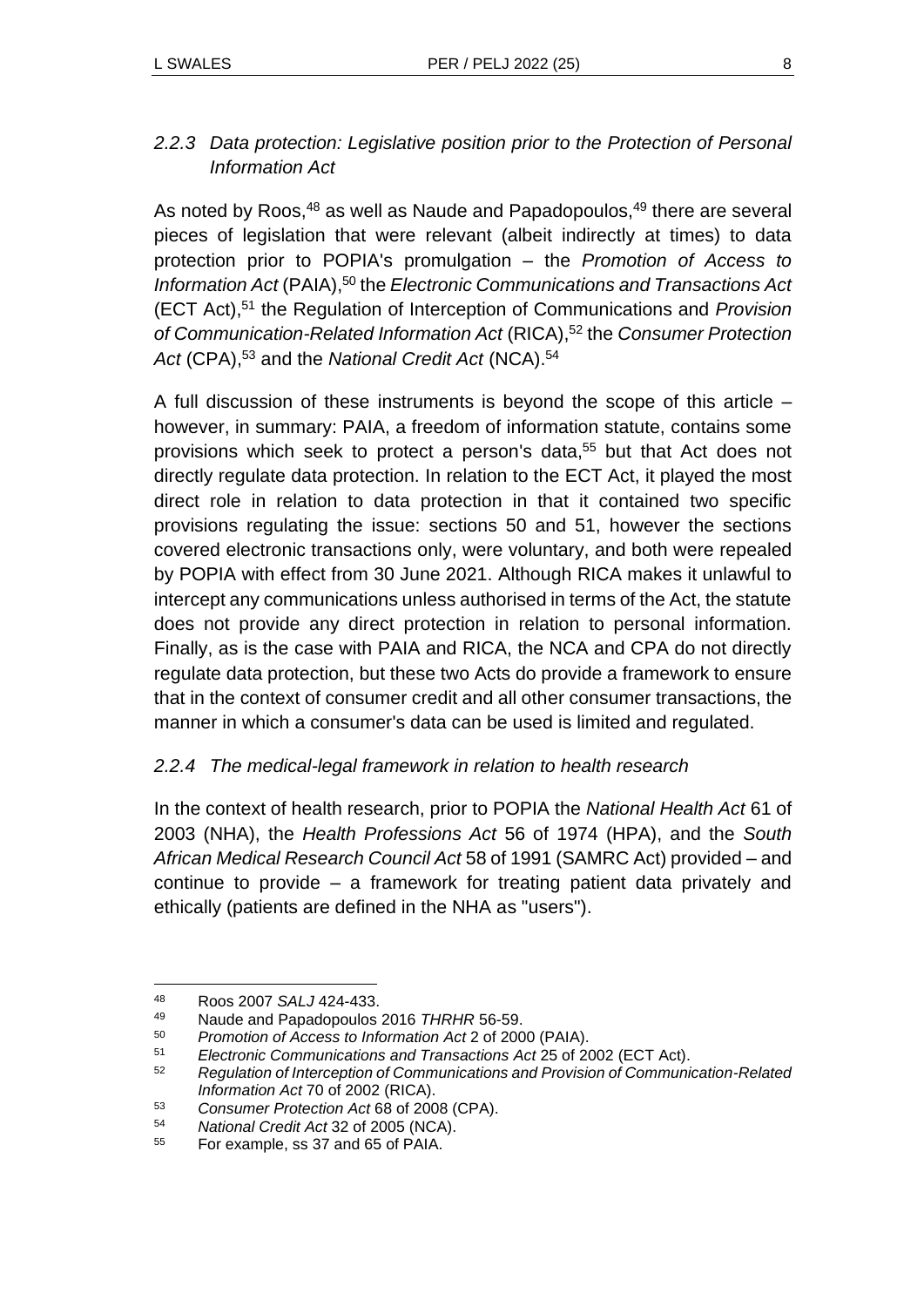### *2.2.3 Data protection: Legislative position prior to the Protection of Personal Information Act*

As noted by Roos,[48] as well as Naude and Papadopoulos,[49] there are several pieces of legislation that were relevant (albeit indirectly at times) to data protection prior to POPIA's promulgation – the *Promotion of Access to Information Act* (PAIA),[50] the *Electronic Communications and Transactions Act* (ECT Act),[51] the Regulation of Interception of Communications and *Provision of Communication-Related Information Act* (RICA),[52] the *Consumer Protection Act* (CPA),[53] and the *National Credit Act* (NCA).[54]

A full discussion of these instruments is beyond the scope of this article – however, in summary: PAIA, a freedom of information statute, contains some provisions which seek to protect a person's data,[55] but that Act does not directly regulate data protection. In relation to the ECT Act, it played the most direct role in relation to data protection in that it contained two specific provisions regulating the issue: sections 50 and 51, however the sections covered electronic transactions only, were voluntary, and both were repealed by POPIA with effect from 30 June 2021. Although RICA makes it unlawful to intercept any communications unless authorised in terms of the Act, the statute does not provide any direct protection in relation to personal information. Finally, as is the case with PAIA and RICA, the NCA and CPA do not directly regulate data protection, but these two Acts do provide a framework to ensure that in the context of consumer credit and all other consumer transactions, the manner in which a consumer's data can be used is limited and regulated.

### *2.2.4 The medical-legal framework in relation to health research*

In the context of health research, prior to POPIA the *National Health Act* 61 of 2003 (NHA), the *Health Professions Act* 56 of 1974 (HPA), and the *South African Medical Research Council Act* 58 of 1991 (SAMRC Act) provided – and continue to provide – a framework for treating patient data privately and ethically (patients are defined in the NHA as "users").

---

48 Roos 2007 *SALJ* 424-433.

49 Naude and Papadopoulos 2016 *THRHR* 56-59.

50 *Promotion of Access to Information Act* 2 of 2000 (PAIA).

51 *Electronic Communications and Transactions Act* 25 of 2002 (ECT Act).

52 *Regulation of Interception of Communications and Provision of Communication-Related Information Act* 70 of 2002 (RICA).

53 *Consumer Protection Act* 68 of 2008 (CPA).

54 *National Credit Act* 32 of 2005 (NCA).

55 For example, ss 37 and 65 of PAIA.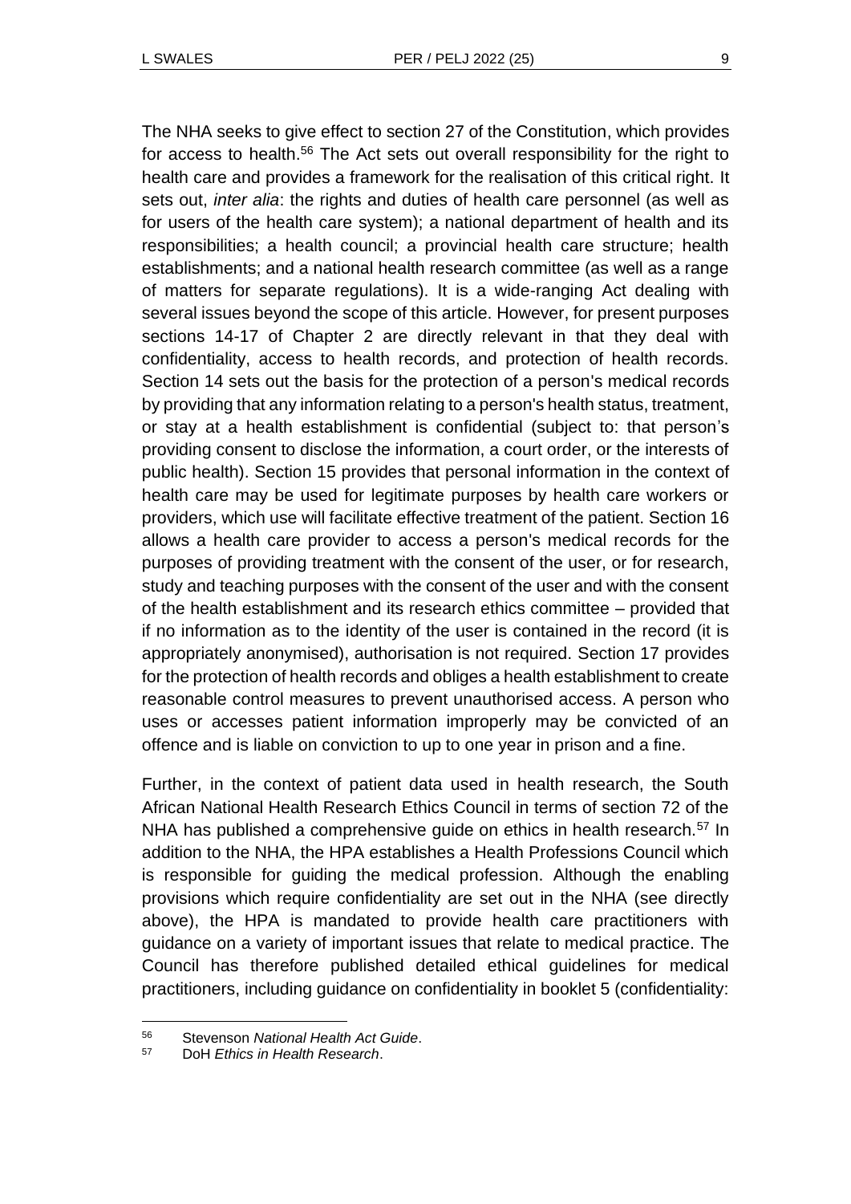The NHA seeks to give effect to section 27 of the Constitution, which provides for access to health.[56] The Act sets out overall responsibility for the right to health care and provides a framework for the realisation of this critical right. It sets out, *inter alia*: the rights and duties of health care personnel (as well as for users of the health care system); a national department of health and its responsibilities; a health council; a provincial health care structure; health establishments; and a national health research committee (as well as a range of matters for separate regulations). It is a wide-ranging Act dealing with several issues beyond the scope of this article. However, for present purposes sections 14-17 of Chapter 2 are directly relevant in that they deal with confidentiality, access to health records, and protection of health records. Section 14 sets out the basis for the protection of a person's medical records by providing that any information relating to a person's health status, treatment, or stay at a health establishment is confidential (subject to: that person's providing consent to disclose the information, a court order, or the interests of public health). Section 15 provides that personal information in the context of health care may be used for legitimate purposes by health care workers or providers, which use will facilitate effective treatment of the patient. Section 16 allows a health care provider to access a person's medical records for the purposes of providing treatment with the consent of the user, or for research, study and teaching purposes with the consent of the user and with the consent of the health establishment and its research ethics committee – provided that if no information as to the identity of the user is contained in the record (it is appropriately anonymised), authorisation is not required. Section 17 provides for the protection of health records and obliges a health establishment to create reasonable control measures to prevent unauthorised access. A person who uses or accesses patient information improperly may be convicted of an offence and is liable on conviction to up to one year in prison and a fine.

Further, in the context of patient data used in health research, the South African National Health Research Ethics Council in terms of section 72 of the NHA has published a comprehensive guide on ethics in health research.[57] In addition to the NHA, the HPA establishes a Health Professions Council which is responsible for guiding the medical profession. Although the enabling provisions which require confidentiality are set out in the NHA (see directly above), the HPA is mandated to provide health care practitioners with guidance on a variety of important issues that relate to medical practice. The Council has therefore published detailed ethical guidelines for medical practitioners, including guidance on confidentiality in booklet 5 (confidentiality:

---

[56] Stevenson *National Health Act Guide*.

[57] DoH *Ethics in Health Research*.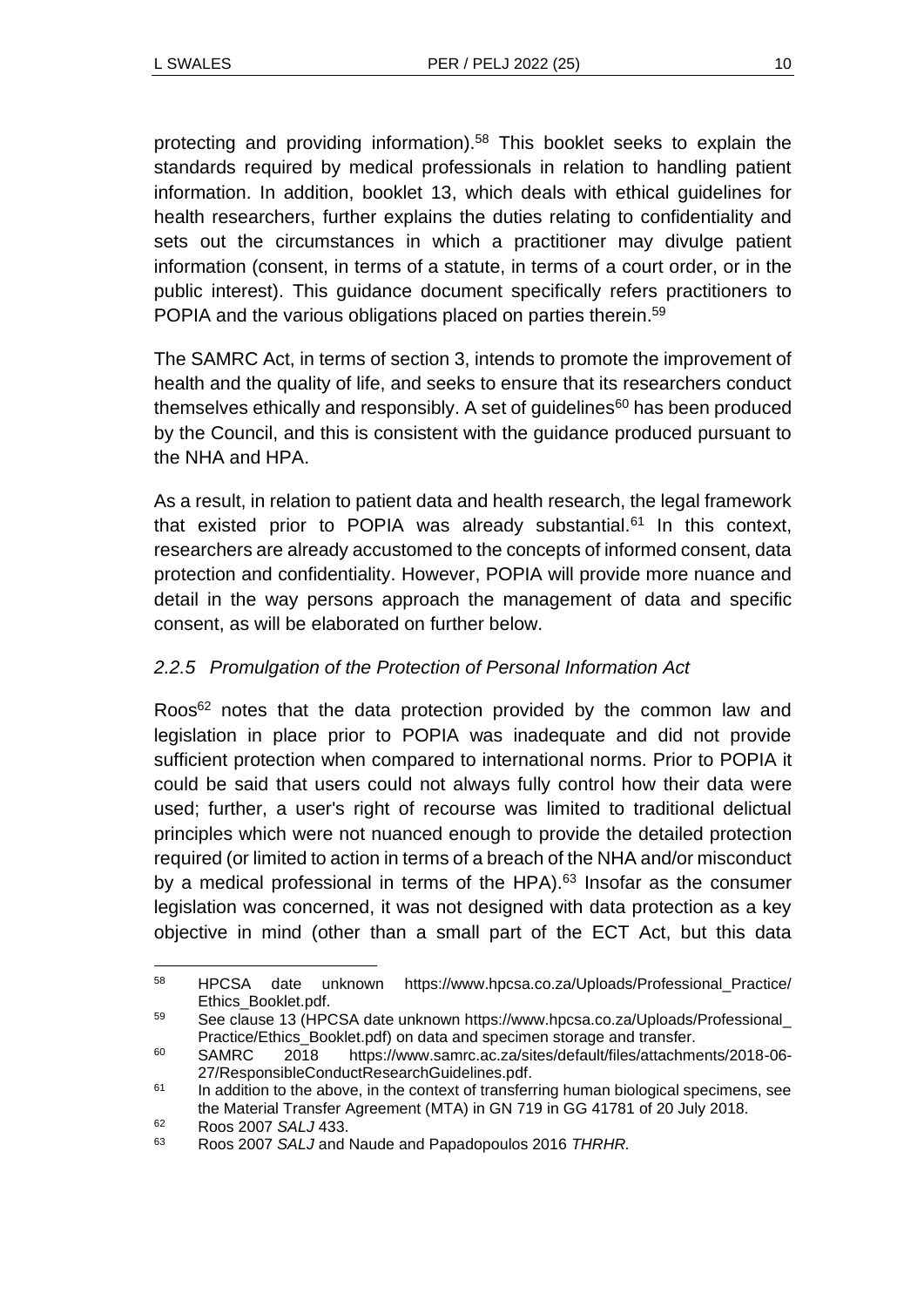protecting and providing information).[58] This booklet seeks to explain the standards required by medical professionals in relation to handling patient information. In addition, booklet 13, which deals with ethical guidelines for health researchers, further explains the duties relating to confidentiality and sets out the circumstances in which a practitioner may divulge patient information (consent, in terms of a statute, in terms of a court order, or in the public interest). This guidance document specifically refers practitioners to POPIA and the various obligations placed on parties therein.[59]

The SAMRC Act, in terms of section 3, intends to promote the improvement of health and the quality of life, and seeks to ensure that its researchers conduct themselves ethically and responsibly. A set of guidelines[60] has been produced by the Council, and this is consistent with the guidance produced pursuant to the NHA and HPA.

As a result, in relation to patient data and health research, the legal framework that existed prior to POPIA was already substantial.[61] In this context, researchers are already accustomed to the concepts of informed consent, data protection and confidentiality. However, POPIA will provide more nuance and detail in the way persons approach the management of data and specific consent, as will be elaborated on further below.

### *2.2.5 Promulgation of the Protection of Personal Information Act*

Roos[62] notes that the data protection provided by the common law and legislation in place prior to POPIA was inadequate and did not provide sufficient protection when compared to international norms. Prior to POPIA it could be said that users could not always fully control how their data were used; further, a user's right of recourse was limited to traditional delictual principles which were not nuanced enough to provide the detailed protection required (or limited to action in terms of a breach of the NHA and/or misconduct by a medical professional in terms of the HPA).[63] Insofar as the consumer legislation was concerned, it was not designed with data protection as a key objective in mind (other than a small part of the ECT Act, but this data

---

[58] HPCSA date unknown https://www.hpcsa.co.za/Uploads/Professional_Practice/Ethics_Booklet.pdf.

[59] See clause 13 (HPCSA date unknown https://www.hpcsa.co.za/Uploads/Professional_Practice/Ethics_Booklet.pdf) on data and specimen storage and transfer.

[60] SAMRC 2018 https://www.samrc.ac.za/sites/default/files/attachments/2018-06-27/ResponsibleConductResearchGuidelines.pdf.

[61] In addition to the above, in the context of transferring human biological specimens, see the Material Transfer Agreement (MTA) in GN 719 in GG 41781 of 20 July 2018.

[62] Roos 2007 *SALJ* 433.

[63] Roos 2007 *SALJ* and Naude and Papadopoulos 2016 *THRHR*.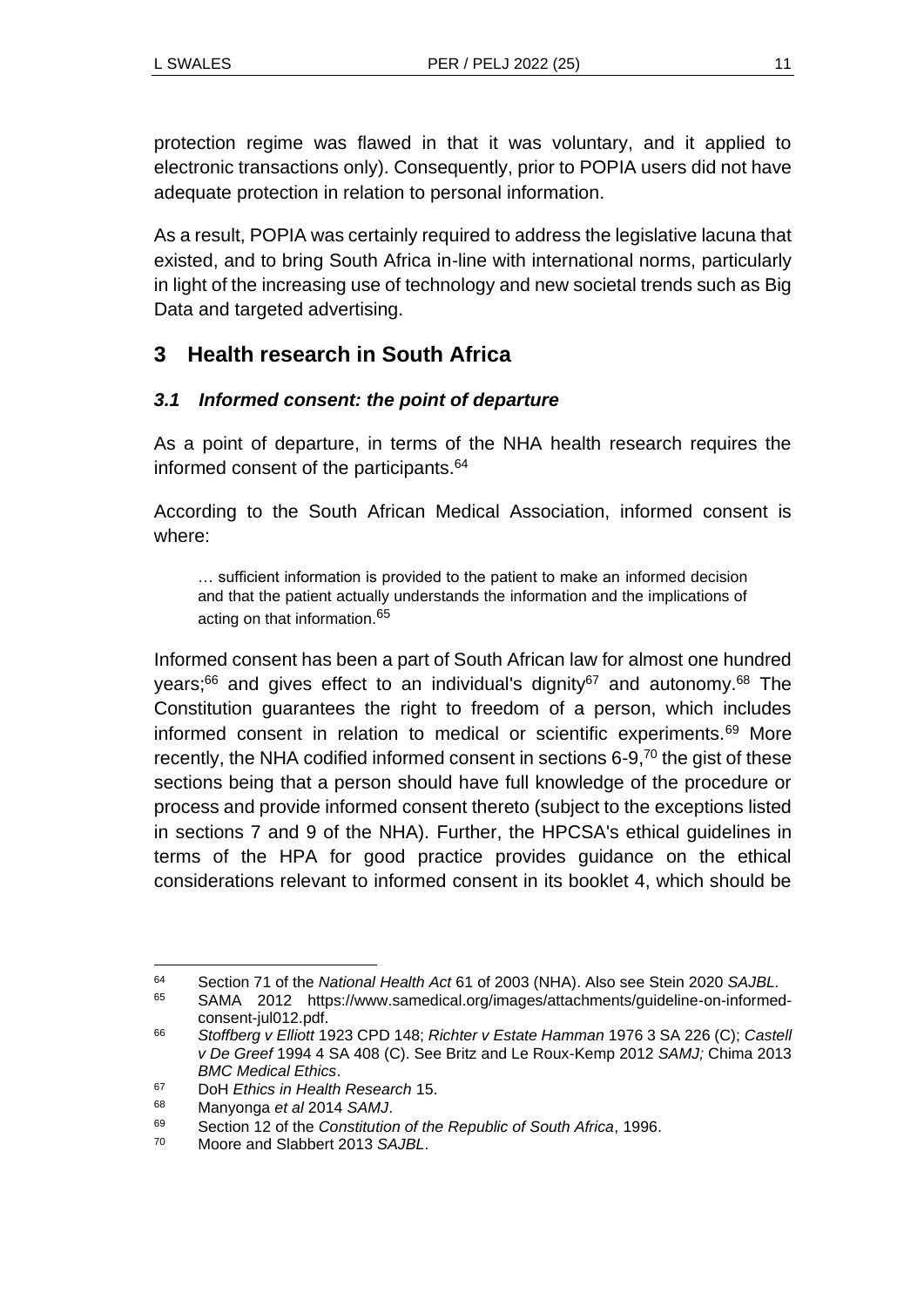protection regime was flawed in that it was voluntary, and it applied to electronic transactions only). Consequently, prior to POPIA users did not have adequate protection in relation to personal information.

As a result, POPIA was certainly required to address the legislative lacuna that existed, and to bring South Africa in-line with international norms, particularly in light of the increasing use of technology and new societal trends such as Big Data and targeted advertising.

## 3 Health research in South Africa

### *3.1 Informed consent: the point of departure*

As a point of departure, in terms of the NHA health research requires the informed consent of the participants.[64]

According to the South African Medical Association, informed consent is where:

> … sufficient information is provided to the patient to make an informed decision and that the patient actually understands the information and the implications of acting on that information.[65]

Informed consent has been a part of South African law for almost one hundred years;[66] and gives effect to an individual's dignity[67] and autonomy.[68] The Constitution guarantees the right to freedom of a person, which includes informed consent in relation to medical or scientific experiments.[69] More recently, the NHA codified informed consent in sections 6-9,[70] the gist of these sections being that a person should have full knowledge of the procedure or process and provide informed consent thereto (subject to the exceptions listed in sections 7 and 9 of the NHA). Further, the HPCSA's ethical guidelines in terms of the HPA for good practice provides guidance on the ethical considerations relevant to informed consent in its booklet 4, which should be

---

64 Section 71 of the *National Health Act* 61 of 2003 (NHA). Also see Stein 2020 *SAJBL*.

65 SAMA 2012 https://www.samedical.org/images/attachments/guideline-on-informed-consent-jul012.pdf.

66 *Stoffberg v Elliott* 1923 CPD 148; *Richter v Estate Hamman* 1976 3 SA 226 (C); *Castell v De Greef* 1994 4 SA 408 (C). See Britz and Le Roux-Kemp 2012 *SAMJ;* Chima 2013 *BMC Medical Ethics*.

67 DoH *Ethics in Health Research* 15.

68 Manyonga *et al* 2014 *SAMJ*.

69 Section 12 of the *Constitution of the Republic of South Africa*, 1996.

70 Moore and Slabbert 2013 *SAJBL*.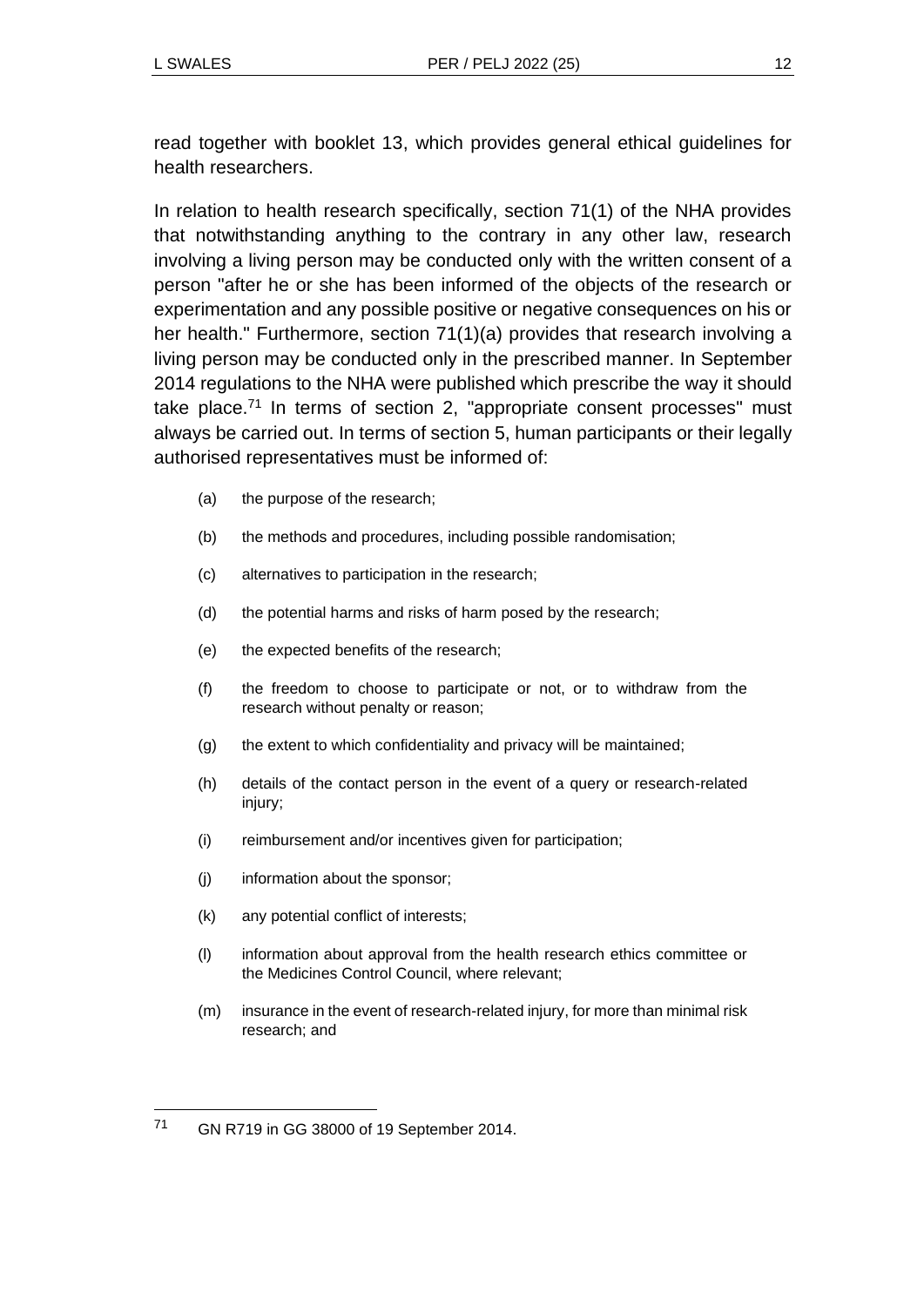read together with booklet 13, which provides general ethical guidelines for health researchers.

In relation to health research specifically, section 71(1) of the NHA provides that notwithstanding anything to the contrary in any other law, research involving a living person may be conducted only with the written consent of a person "after he or she has been informed of the objects of the research or experimentation and any possible positive or negative consequences on his or her health." Furthermore, section 71(1)(a) provides that research involving a living person may be conducted only in the prescribed manner. In September 2014 regulations to the NHA were published which prescribe the way it should take place.[71] In terms of section 2, "appropriate consent processes" must always be carried out. In terms of section 5, human participants or their legally authorised representatives must be informed of:

(a) the purpose of the research;

(b) the methods and procedures, including possible randomisation;

(c) alternatives to participation in the research;

(d) the potential harms and risks of harm posed by the research;

(e) the expected benefits of the research;

(f) the freedom to choose to participate or not, or to withdraw from the research without penalty or reason;

(g) the extent to which confidentiality and privacy will be maintained;

(h) details of the contact person in the event of a query or research-related injury;

(i) reimbursement and/or incentives given for participation;

(j) information about the sponsor;

(k) any potential conflict of interests;

(l) information about approval from the health research ethics committee or the Medicines Control Council, where relevant;

(m) insurance in the event of research-related injury, for more than minimal risk research; and

---

[71] GN R719 in GG 38000 of 19 September 2014.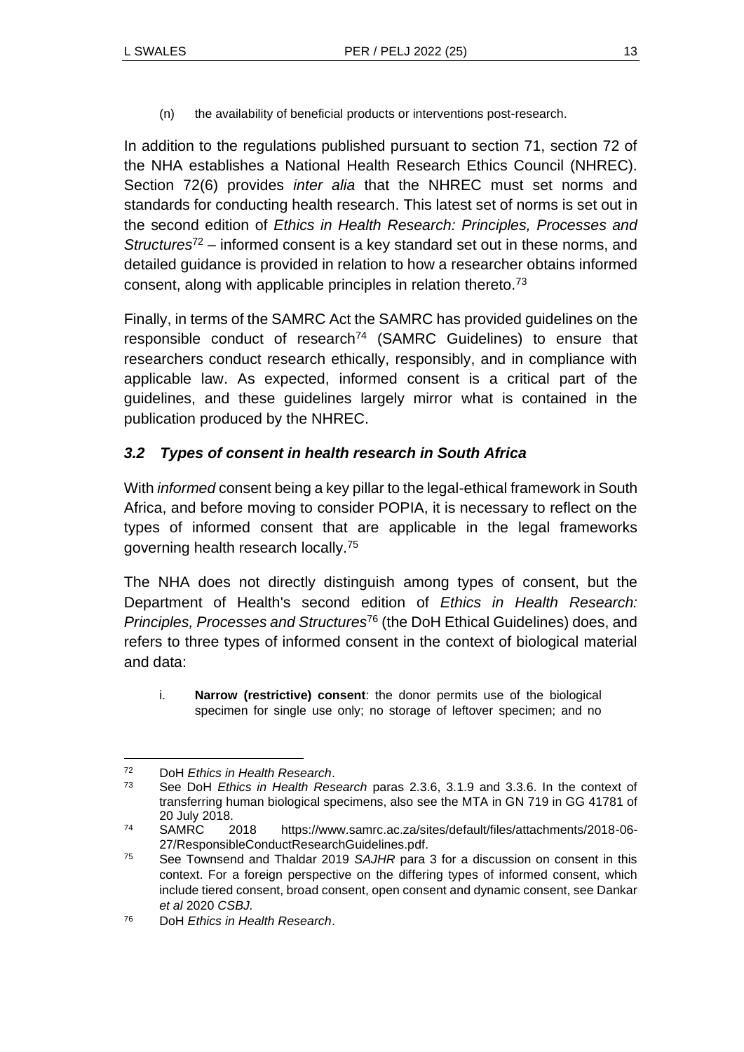(n) the availability of beneficial products or interventions post-research.

In addition to the regulations published pursuant to section 71, section 72 of the NHA establishes a National Health Research Ethics Council (NHREC). Section 72(6) provides *inter alia* that the NHREC must set norms and standards for conducting health research. This latest set of norms is set out in the second edition of *Ethics in Health Research: Principles, Processes and Structures*[72] – informed consent is a key standard set out in these norms, and detailed guidance is provided in relation to how a researcher obtains informed consent, along with applicable principles in relation thereto.[73]

Finally, in terms of the SAMRC Act the SAMRC has provided guidelines on the responsible conduct of research[74] (SAMRC Guidelines) to ensure that researchers conduct research ethically, responsibly, and in compliance with applicable law. As expected, informed consent is a critical part of the guidelines, and these guidelines largely mirror what is contained in the publication produced by the NHREC.

### *3.2 Types of consent in health research in South Africa*

With *informed* consent being a key pillar to the legal-ethical framework in South Africa, and before moving to consider POPIA, it is necessary to reflect on the types of informed consent that are applicable in the legal frameworks governing health research locally.[75]

The NHA does not directly distinguish among types of consent, but the Department of Health's second edition of *Ethics in Health Research: Principles, Processes and Structures*[76] (the DoH Ethical Guidelines) does, and refers to three types of informed consent in the context of biological material and data:

i. **Narrow (restrictive) consent**: the donor permits use of the biological specimen for single use only; no storage of leftover specimen; and no

---

72 DoH *Ethics in Health Research*.

73 See DoH *Ethics in Health Research* paras 2.3.6, 3.1.9 and 3.3.6. In the context of transferring human biological specimens, also see the MTA in GN 719 in GG 41781 of 20 July 2018.

74 SAMRC 2018 https://www.samrc.ac.za/sites/default/files/attachments/2018-06-27/ResponsibleConductResearchGuidelines.pdf.

75 See Townsend and Thaldar 2019 *SAJHR* para 3 for a discussion on consent in this context. For a foreign perspective on the differing types of informed consent, which include tiered consent, broad consent, open consent and dynamic consent, see Dankar *et al* 2020 *CSBJ.*

76 DoH *Ethics in Health Research*.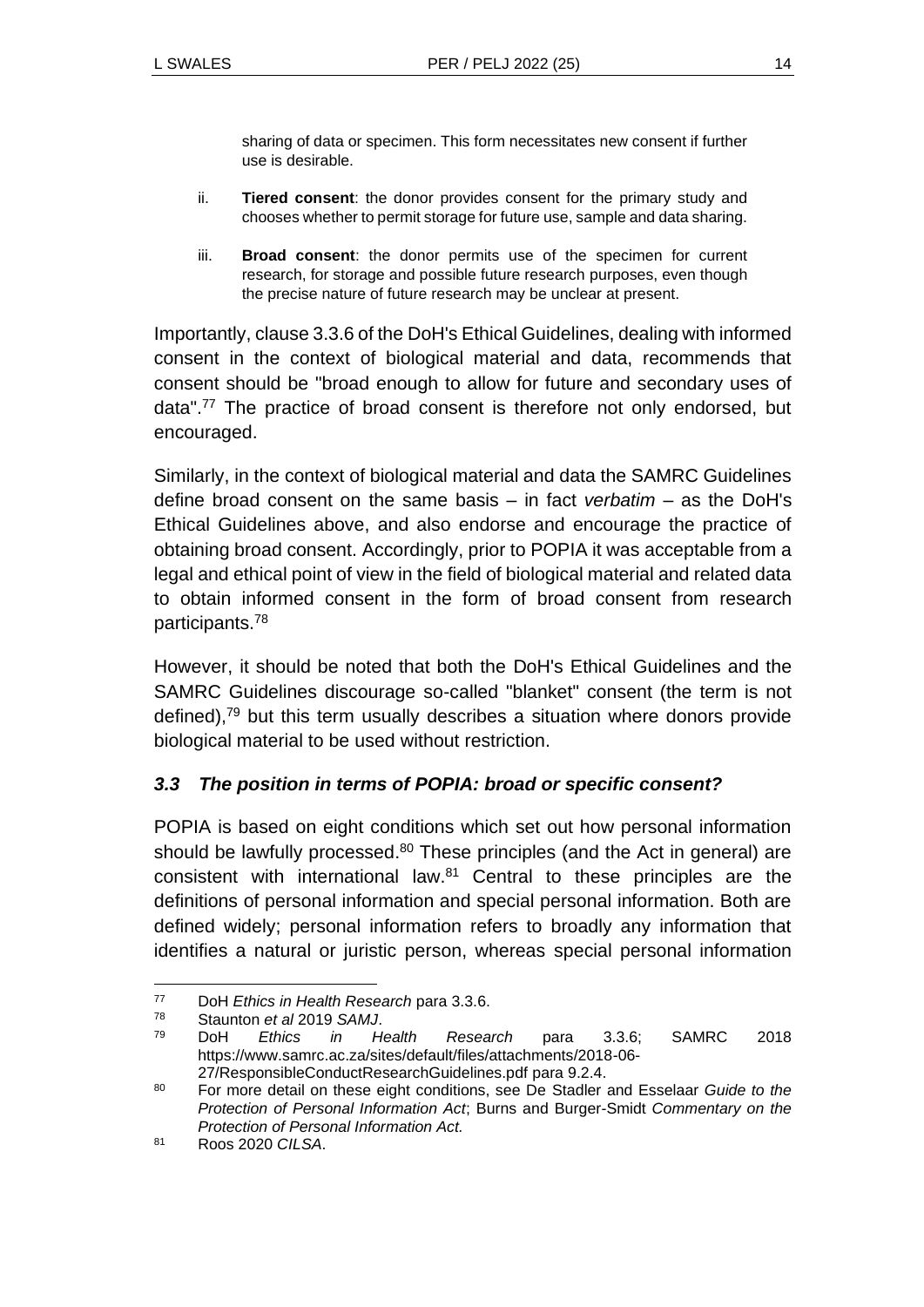sharing of data or specimen. This form necessitates new consent if further use is desirable.

ii. **Tiered consent**: the donor provides consent for the primary study and chooses whether to permit storage for future use, sample and data sharing.

iii. **Broad consent**: the donor permits use of the specimen for current research, for storage and possible future research purposes, even though the precise nature of future research may be unclear at present.

Importantly, clause 3.3.6 of the DoH's Ethical Guidelines, dealing with informed consent in the context of biological material and data, recommends that consent should be "broad enough to allow for future and secondary uses of data".[77] The practice of broad consent is therefore not only endorsed, but encouraged.

Similarly, in the context of biological material and data the SAMRC Guidelines define broad consent on the same basis – in fact *verbatim* – as the DoH's Ethical Guidelines above, and also endorse and encourage the practice of obtaining broad consent. Accordingly, prior to POPIA it was acceptable from a legal and ethical point of view in the field of biological material and related data to obtain informed consent in the form of broad consent from research participants.[78]

However, it should be noted that both the DoH's Ethical Guidelines and the SAMRC Guidelines discourage so-called "blanket" consent (the term is not defined),[79] but this term usually describes a situation where donors provide biological material to be used without restriction.

### *3.3 The position in terms of POPIA: broad or specific consent?*

POPIA is based on eight conditions which set out how personal information should be lawfully processed.[80] These principles (and the Act in general) are consistent with international law.[81] Central to these principles are the definitions of personal information and special personal information. Both are defined widely; personal information refers to broadly any information that identifies a natural or juristic person, whereas special personal information

---

[77] DoH *Ethics in Health Research* para 3.3.6.

[78] Staunton *et al* 2019 *SAMJ*.

[79] DoH *Ethics in Health Research* para 3.3.6; SAMRC 2018 https://www.samrc.ac.za/sites/default/files/attachments/2018-06-27/ResponsibleConductResearchGuidelines.pdf para 9.2.4.

[80] For more detail on these eight conditions, see De Stadler and Esselaar *Guide to the Protection of Personal Information Act*; Burns and Burger-Smidt *Commentary on the Protection of Personal Information Act.*

[81] Roos 2020 *CILSA*.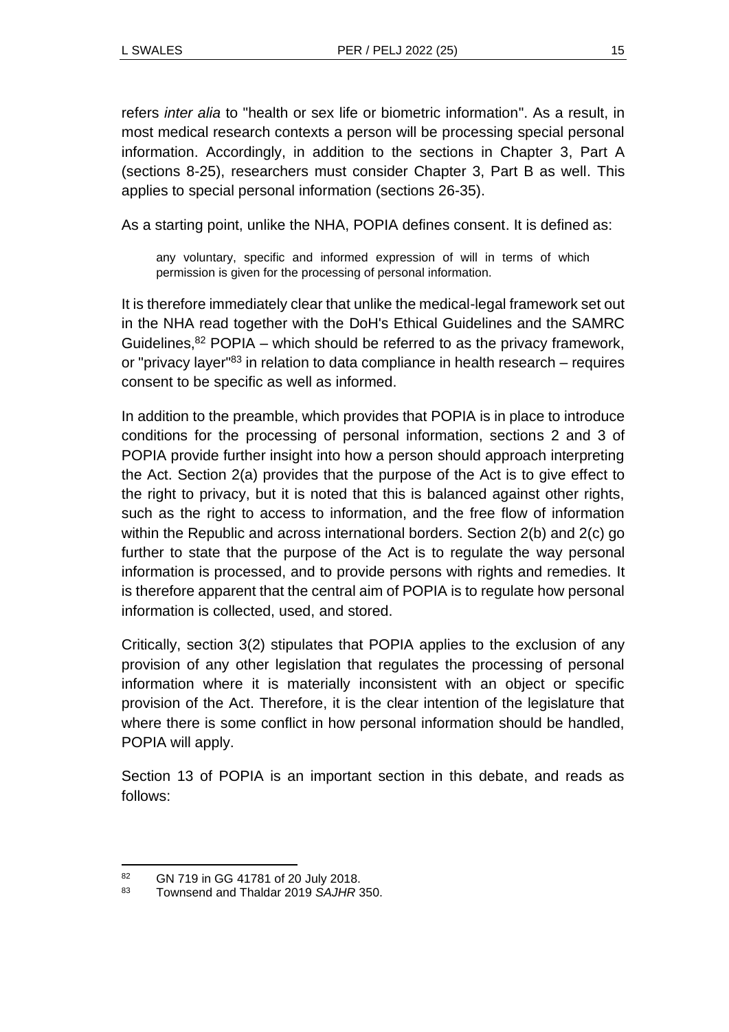refers *inter alia* to "health or sex life or biometric information". As a result, in most medical research contexts a person will be processing special personal information. Accordingly, in addition to the sections in Chapter 3, Part A (sections 8-25), researchers must consider Chapter 3, Part B as well. This applies to special personal information (sections 26-35).

As a starting point, unlike the NHA, POPIA defines consent. It is defined as:

> any voluntary, specific and informed expression of will in terms of which permission is given for the processing of personal information.

It is therefore immediately clear that unlike the medical-legal framework set out in the NHA read together with the DoH's Ethical Guidelines and the SAMRC Guidelines,[82] POPIA – which should be referred to as the privacy framework, or "privacy layer"[83] in relation to data compliance in health research – requires consent to be specific as well as informed.

In addition to the preamble, which provides that POPIA is in place to introduce conditions for the processing of personal information, sections 2 and 3 of POPIA provide further insight into how a person should approach interpreting the Act. Section 2(a) provides that the purpose of the Act is to give effect to the right to privacy, but it is noted that this is balanced against other rights, such as the right to access to information, and the free flow of information within the Republic and across international borders. Section 2(b) and 2(c) go further to state that the purpose of the Act is to regulate the way personal information is processed, and to provide persons with rights and remedies. It is therefore apparent that the central aim of POPIA is to regulate how personal information is collected, used, and stored.

Critically, section 3(2) stipulates that POPIA applies to the exclusion of any provision of any other legislation that regulates the processing of personal information where it is materially inconsistent with an object or specific provision of the Act. Therefore, it is the clear intention of the legislature that where there is some conflict in how personal information should be handled, POPIA will apply.

Section 13 of POPIA is an important section in this debate, and reads as follows:

---

[82] GN 719 in GG 41781 of 20 July 2018.

[83] Townsend and Thaldar 2019 *SAJHR* 350.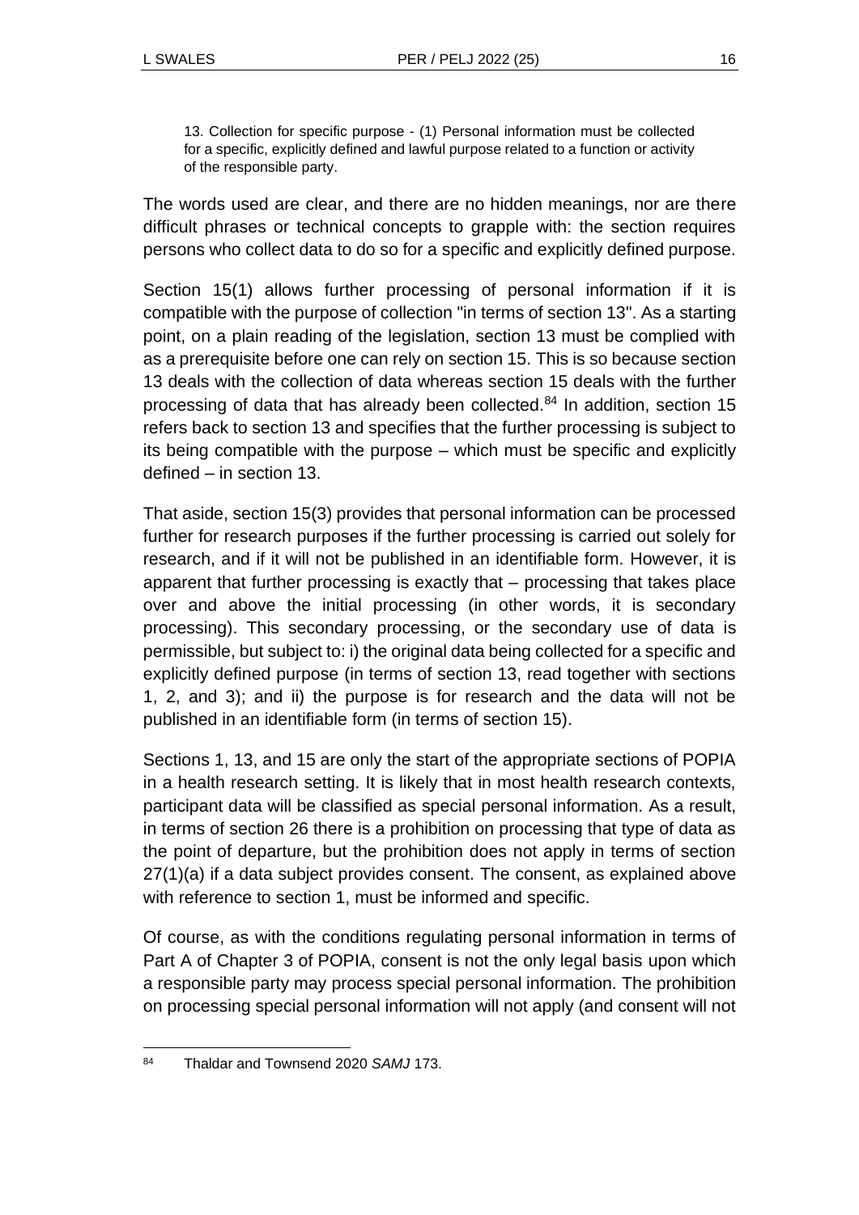> 13. Collection for specific purpose - (1) Personal information must be collected for a specific, explicitly defined and lawful purpose related to a function or activity of the responsible party.

The words used are clear, and there are no hidden meanings, nor are there difficult phrases or technical concepts to grapple with: the section requires persons who collect data to do so for a specific and explicitly defined purpose.

Section 15(1) allows further processing of personal information if it is compatible with the purpose of collection "in terms of section 13". As a starting point, on a plain reading of the legislation, section 13 must be complied with as a prerequisite before one can rely on section 15. This is so because section 13 deals with the collection of data whereas section 15 deals with the further processing of data that has already been collected.[84] In addition, section 15 refers back to section 13 and specifies that the further processing is subject to its being compatible with the purpose – which must be specific and explicitly defined – in section 13.

That aside, section 15(3) provides that personal information can be processed further for research purposes if the further processing is carried out solely for research, and if it will not be published in an identifiable form. However, it is apparent that further processing is exactly that – processing that takes place over and above the initial processing (in other words, it is secondary processing). This secondary processing, or the secondary use of data is permissible, but subject to: i) the original data being collected for a specific and explicitly defined purpose (in terms of section 13, read together with sections 1, 2, and 3); and ii) the purpose is for research and the data will not be published in an identifiable form (in terms of section 15).

Sections 1, 13, and 15 are only the start of the appropriate sections of POPIA in a health research setting. It is likely that in most health research contexts, participant data will be classified as special personal information. As a result, in terms of section 26 there is a prohibition on processing that type of data as the point of departure, but the prohibition does not apply in terms of section 27(1)(a) if a data subject provides consent. The consent, as explained above with reference to section 1, must be informed and specific.

Of course, as with the conditions regulating personal information in terms of Part A of Chapter 3 of POPIA, consent is not the only legal basis upon which a responsible party may process special personal information. The prohibition on processing special personal information will not apply (and consent will not

---

84 Thaldar and Townsend 2020 *SAMJ* 173.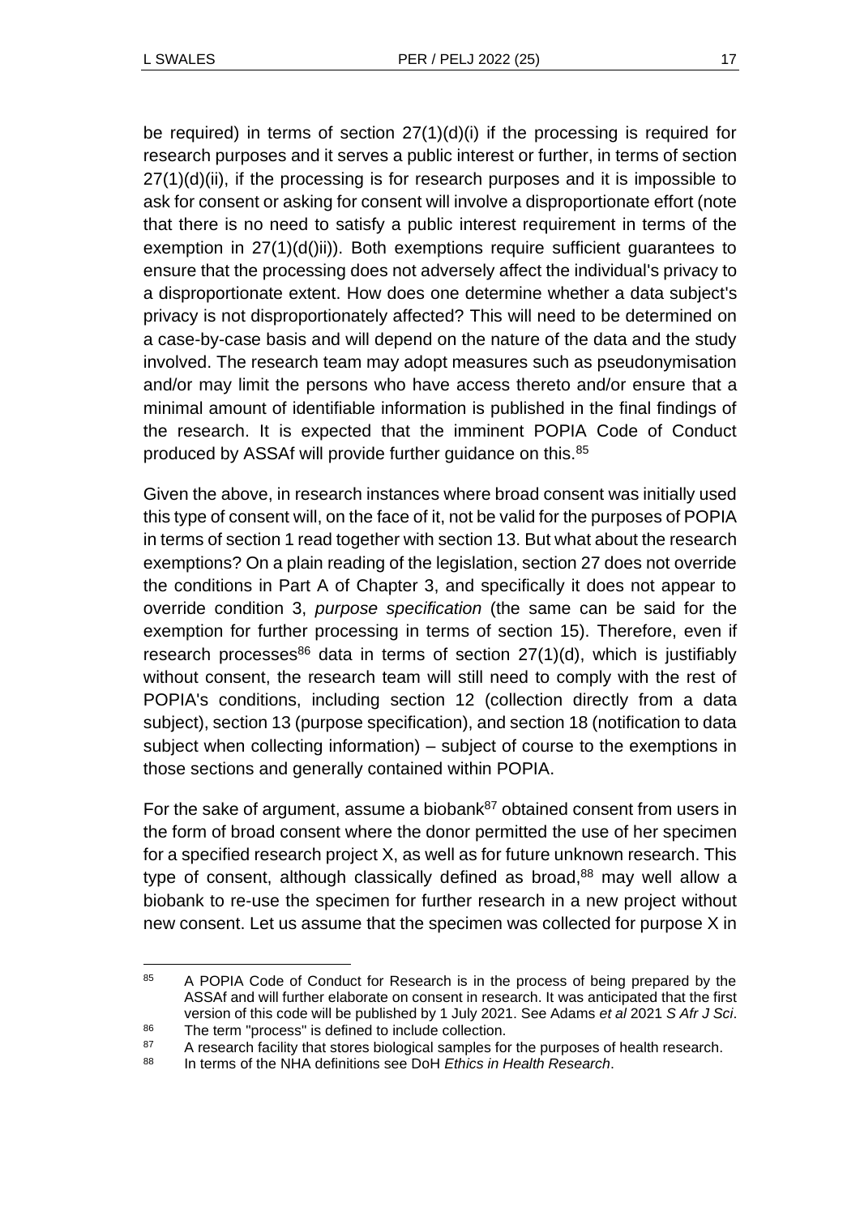be required) in terms of section 27(1)(d)(i) if the processing is required for research purposes and it serves a public interest or further, in terms of section 27(1)(d)(ii), if the processing is for research purposes and it is impossible to ask for consent or asking for consent will involve a disproportionate effort (note that there is no need to satisfy a public interest requirement in terms of the exemption in 27(1)(d()ii)). Both exemptions require sufficient guarantees to ensure that the processing does not adversely affect the individual's privacy to a disproportionate extent. How does one determine whether a data subject's privacy is not disproportionately affected? This will need to be determined on a case-by-case basis and will depend on the nature of the data and the study involved. The research team may adopt measures such as pseudonymisation and/or may limit the persons who have access thereto and/or ensure that a minimal amount of identifiable information is published in the final findings of the research. It is expected that the imminent POPIA Code of Conduct produced by ASSAf will provide further guidance on this.[85]

Given the above, in research instances where broad consent was initially used this type of consent will, on the face of it, not be valid for the purposes of POPIA in terms of section 1 read together with section 13. But what about the research exemptions? On a plain reading of the legislation, section 27 does not override the conditions in Part A of Chapter 3, and specifically it does not appear to override condition 3, *purpose specification* (the same can be said for the exemption for further processing in terms of section 15). Therefore, even if research processes[86] data in terms of section 27(1)(d), which is justifiably without consent, the research team will still need to comply with the rest of POPIA's conditions, including section 12 (collection directly from a data subject), section 13 (purpose specification), and section 18 (notification to data subject when collecting information) – subject of course to the exemptions in those sections and generally contained within POPIA.

For the sake of argument, assume a biobank[87] obtained consent from users in the form of broad consent where the donor permitted the use of her specimen for a specified research project X, as well as for future unknown research. This type of consent, although classically defined as broad,[88] may well allow a biobank to re-use the specimen for further research in a new project without new consent. Let us assume that the specimen was collected for purpose X in

---

[85] A POPIA Code of Conduct for Research is in the process of being prepared by the ASSAf and will further elaborate on consent in research. It was anticipated that the first version of this code will be published by 1 July 2021. See Adams *et al* 2021 *S Afr J Sci*.

[86] The term "process" is defined to include collection.

[87] A research facility that stores biological samples for the purposes of health research.

[88] In terms of the NHA definitions see DoH *Ethics in Health Research*.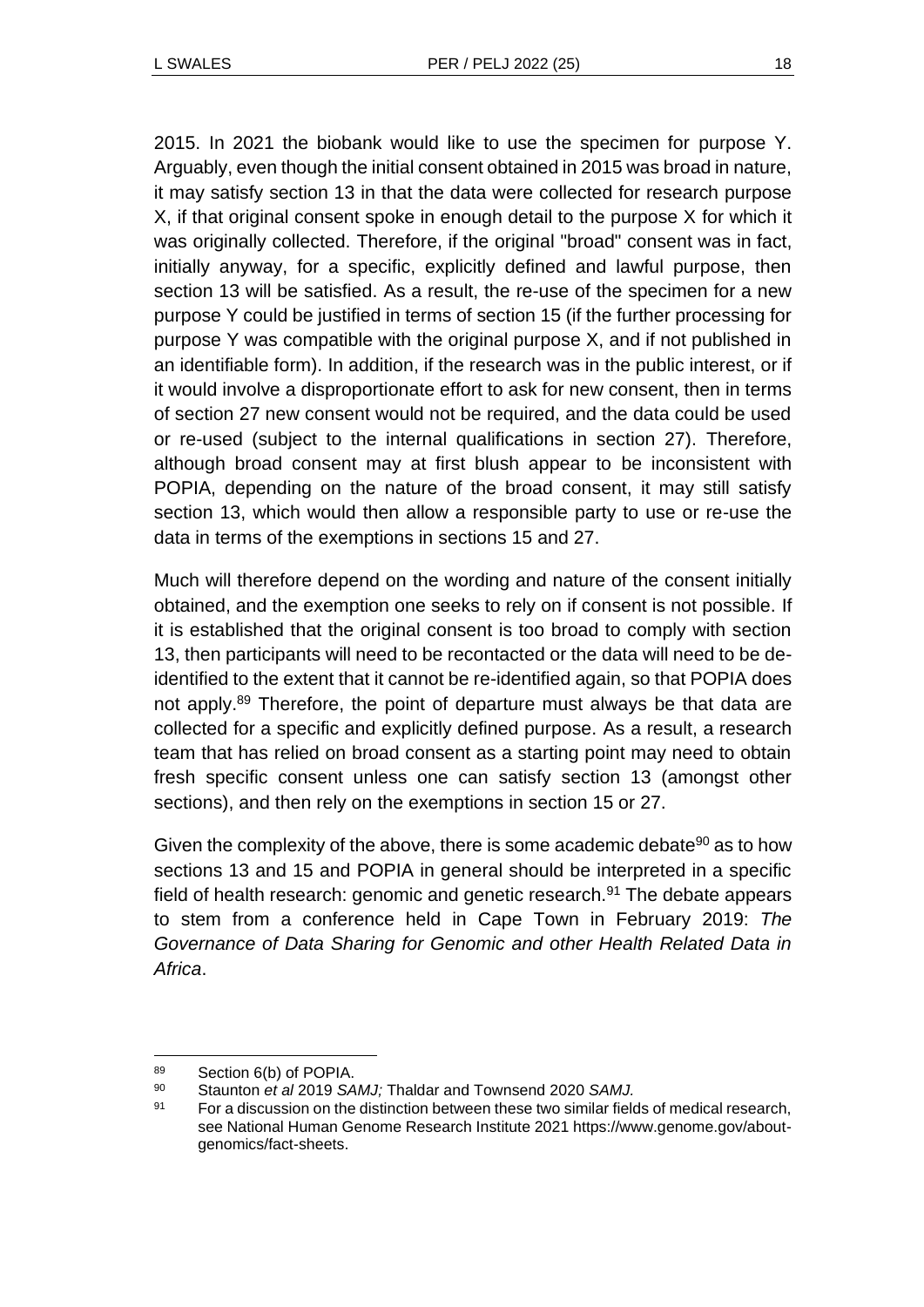2015. In 2021 the biobank would like to use the specimen for purpose Y. Arguably, even though the initial consent obtained in 2015 was broad in nature, it may satisfy section 13 in that the data were collected for research purpose X, if that original consent spoke in enough detail to the purpose X for which it was originally collected. Therefore, if the original "broad" consent was in fact, initially anyway, for a specific, explicitly defined and lawful purpose, then section 13 will be satisfied. As a result, the re-use of the specimen for a new purpose Y could be justified in terms of section 15 (if the further processing for purpose Y was compatible with the original purpose X, and if not published in an identifiable form). In addition, if the research was in the public interest, or if it would involve a disproportionate effort to ask for new consent, then in terms of section 27 new consent would not be required, and the data could be used or re-used (subject to the internal qualifications in section 27). Therefore, although broad consent may at first blush appear to be inconsistent with POPIA, depending on the nature of the broad consent, it may still satisfy section 13, which would then allow a responsible party to use or re-use the data in terms of the exemptions in sections 15 and 27.

Much will therefore depend on the wording and nature of the consent initially obtained, and the exemption one seeks to rely on if consent is not possible. If it is established that the original consent is too broad to comply with section 13, then participants will need to be recontacted or the data will need to be de-identified to the extent that it cannot be re-identified again, so that POPIA does not apply.[89] Therefore, the point of departure must always be that data are collected for a specific and explicitly defined purpose. As a result, a research team that has relied on broad consent as a starting point may need to obtain fresh specific consent unless one can satisfy section 13 (amongst other sections), and then rely on the exemptions in section 15 or 27.

Given the complexity of the above, there is some academic debate[90] as to how sections 13 and 15 and POPIA in general should be interpreted in a specific field of health research: genomic and genetic research.[91] The debate appears to stem from a conference held in Cape Town in February 2019: *The Governance of Data Sharing for Genomic and other Health Related Data in Africa*.

---

[89] Section 6(b) of POPIA.

[90] Staunton *et al* 2019 *SAMJ;* Thaldar and Townsend 2020 *SAMJ.*

[91] For a discussion on the distinction between these two similar fields of medical research, see National Human Genome Research Institute 2021 https://www.genome.gov/about-genomics/fact-sheets.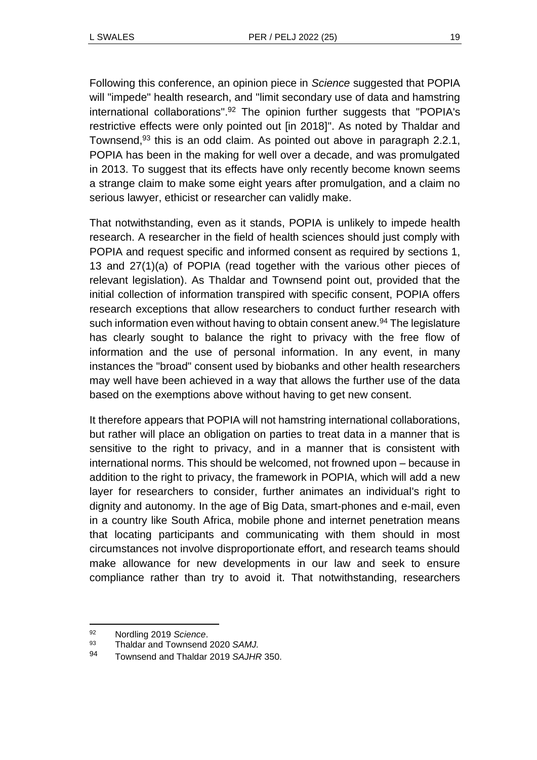Following this conference, an opinion piece in *Science* suggested that POPIA will "impede" health research, and "limit secondary use of data and hamstring international collaborations".[92] The opinion further suggests that "POPIA's restrictive effects were only pointed out [in 2018]". As noted by Thaldar and Townsend,[93] this is an odd claim. As pointed out above in paragraph 2.2.1, POPIA has been in the making for well over a decade, and was promulgated in 2013. To suggest that its effects have only recently become known seems a strange claim to make some eight years after promulgation, and a claim no serious lawyer, ethicist or researcher can validly make.

That notwithstanding, even as it stands, POPIA is unlikely to impede health research. A researcher in the field of health sciences should just comply with POPIA and request specific and informed consent as required by sections 1, 13 and 27(1)(a) of POPIA (read together with the various other pieces of relevant legislation). As Thaldar and Townsend point out, provided that the initial collection of information transpired with specific consent, POPIA offers research exceptions that allow researchers to conduct further research with such information even without having to obtain consent anew.[94] The legislature has clearly sought to balance the right to privacy with the free flow of information and the use of personal information. In any event, in many instances the "broad" consent used by biobanks and other health researchers may well have been achieved in a way that allows the further use of the data based on the exemptions above without having to get new consent.

It therefore appears that POPIA will not hamstring international collaborations, but rather will place an obligation on parties to treat data in a manner that is sensitive to the right to privacy, and in a manner that is consistent with international norms. This should be welcomed, not frowned upon – because in addition to the right to privacy, the framework in POPIA, which will add a new layer for researchers to consider, further animates an individual's right to dignity and autonomy. In the age of Big Data, smart-phones and e-mail, even in a country like South Africa, mobile phone and internet penetration means that locating participants and communicating with them should in most circumstances not involve disproportionate effort, and research teams should make allowance for new developments in our law and seek to ensure compliance rather than try to avoid it. That notwithstanding, researchers

---

92 Nordling 2019 *Science*.

93 Thaldar and Townsend 2020 *SAMJ.*

94 Townsend and Thaldar 2019 *SAJHR* 350.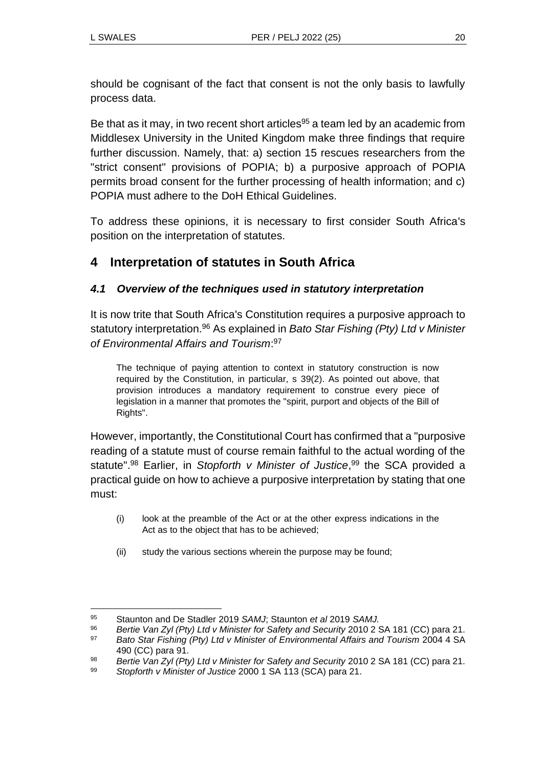should be cognisant of the fact that consent is not the only basis to lawfully process data.

Be that as it may, in two recent short articles[95] a team led by an academic from Middlesex University in the United Kingdom make three findings that require further discussion. Namely, that: a) section 15 rescues researchers from the "strict consent" provisions of POPIA; b) a purposive approach of POPIA permits broad consent for the further processing of health information; and c) POPIA must adhere to the DoH Ethical Guidelines.

To address these opinions, it is necessary to first consider South Africa's position on the interpretation of statutes.

## 4 Interpretation of statutes in South Africa

### *4.1 Overview of the techniques used in statutory interpretation*

It is now trite that South Africa's Constitution requires a purposive approach to statutory interpretation.[96] As explained in *Bato Star Fishing (Pty) Ltd v Minister of Environmental Affairs and Tourism*:[97]

> The technique of paying attention to context in statutory construction is now required by the Constitution, in particular, s 39(2). As pointed out above, that provision introduces a mandatory requirement to construe every piece of legislation in a manner that promotes the "spirit, purport and objects of the Bill of Rights".

However, importantly, the Constitutional Court has confirmed that a "purposive reading of a statute must of course remain faithful to the actual wording of the statute".[98] Earlier, in *Stopforth v Minister of Justice*,[99] the SCA provided a practical guide on how to achieve a purposive interpretation by stating that one must:

> (i) look at the preamble of the Act or at the other express indications in the Act as to the object that has to be achieved;
>
> (ii) study the various sections wherein the purpose may be found;

---

[95] Staunton and De Stadler 2019 *SAMJ*; Staunton *et al* 2019 *SAMJ*.

[96] *Bertie Van Zyl (Pty) Ltd v Minister for Safety and Security* 2010 2 SA 181 (CC) para 21.

[97] *Bato Star Fishing (Pty) Ltd v Minister of Environmental Affairs and Tourism* 2004 4 SA 490 (CC) para 91.

[98] *Bertie Van Zyl (Pty) Ltd v Minister for Safety and Security* 2010 2 SA 181 (CC) para 21.

[99] *Stopforth v Minister of Justice* 2000 1 SA 113 (SCA) para 21.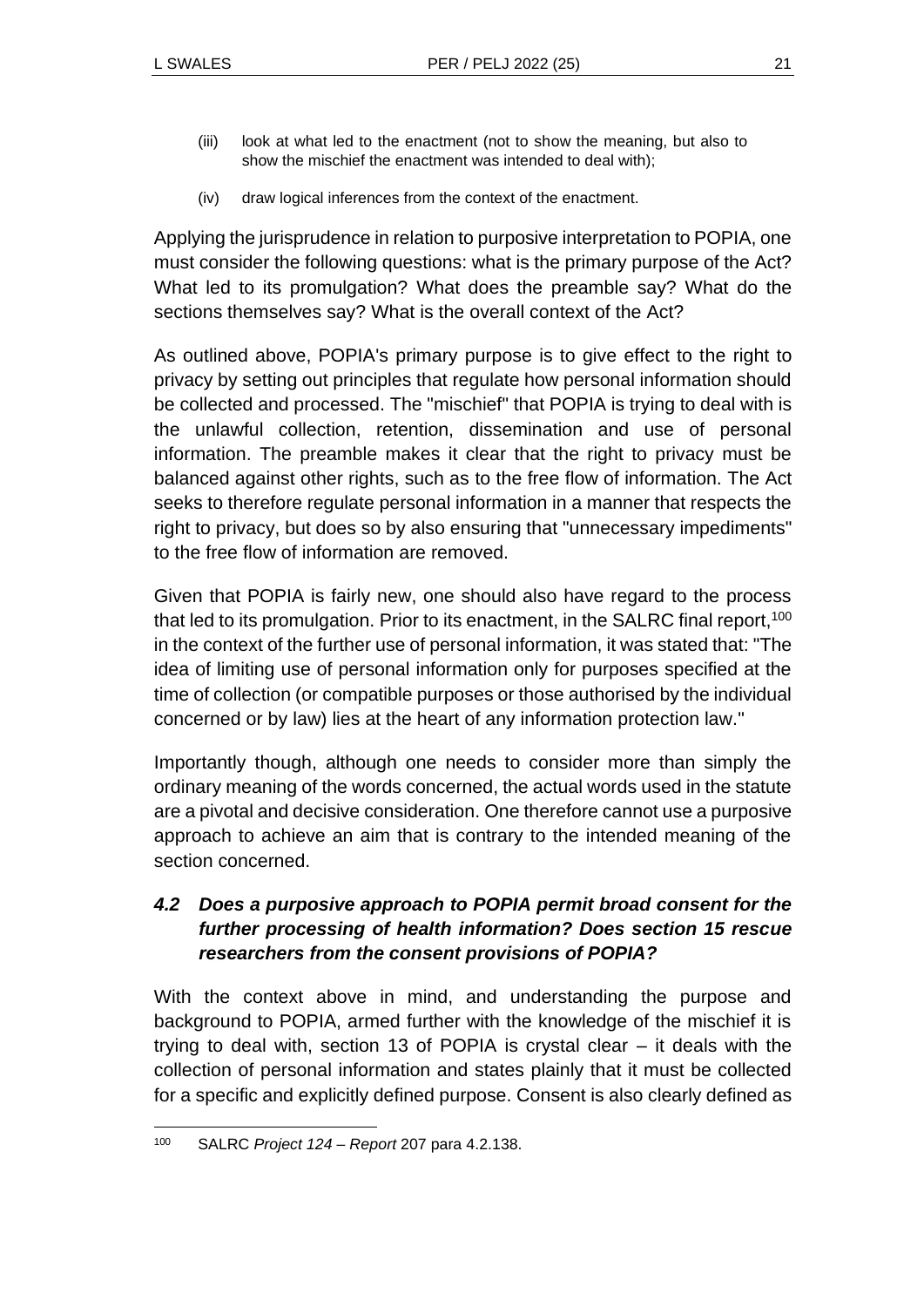(iii) look at what led to the enactment (not to show the meaning, but also to show the mischief the enactment was intended to deal with);

(iv) draw logical inferences from the context of the enactment.

Applying the jurisprudence in relation to purposive interpretation to POPIA, one must consider the following questions: what is the primary purpose of the Act? What led to its promulgation? What does the preamble say? What do the sections themselves say? What is the overall context of the Act?

As outlined above, POPIA's primary purpose is to give effect to the right to privacy by setting out principles that regulate how personal information should be collected and processed. The "mischief" that POPIA is trying to deal with is the unlawful collection, retention, dissemination and use of personal information. The preamble makes it clear that the right to privacy must be balanced against other rights, such as to the free flow of information. The Act seeks to therefore regulate personal information in a manner that respects the right to privacy, but does so by also ensuring that "unnecessary impediments" to the free flow of information are removed.

Given that POPIA is fairly new, one should also have regard to the process that led to its promulgation. Prior to its enactment, in the SALRC final report,[100] in the context of the further use of personal information, it was stated that: "The idea of limiting use of personal information only for purposes specified at the time of collection (or compatible purposes or those authorised by the individual concerned or by law) lies at the heart of any information protection law."

Importantly though, although one needs to consider more than simply the ordinary meaning of the words concerned, the actual words used in the statute are a pivotal and decisive consideration. One therefore cannot use a purposive approach to achieve an aim that is contrary to the intended meaning of the section concerned.

### *4.2 Does a purposive approach to POPIA permit broad consent for the further processing of health information? Does section 15 rescue researchers from the consent provisions of POPIA?*

With the context above in mind, and understanding the purpose and background to POPIA, armed further with the knowledge of the mischief it is trying to deal with, section 13 of POPIA is crystal clear – it deals with the collection of personal information and states plainly that it must be collected for a specific and explicitly defined purpose. Consent is also clearly defined as

---

[100] SALRC *Project 124 – Report* 207 para 4.2.138.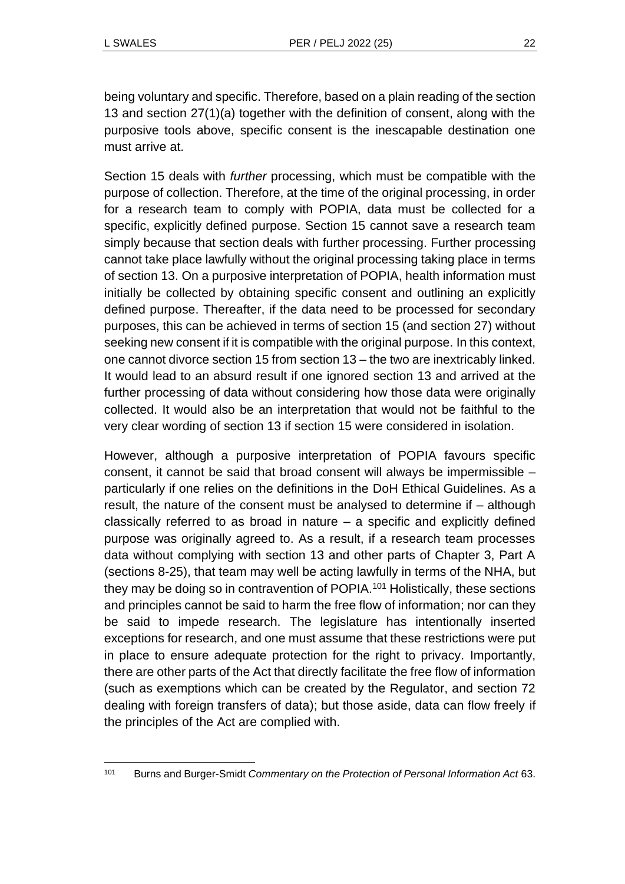being voluntary and specific. Therefore, based on a plain reading of the section 13 and section 27(1)(a) together with the definition of consent, along with the purposive tools above, specific consent is the inescapable destination one must arrive at.

Section 15 deals with *further* processing, which must be compatible with the purpose of collection. Therefore, at the time of the original processing, in order for a research team to comply with POPIA, data must be collected for a specific, explicitly defined purpose. Section 15 cannot save a research team simply because that section deals with further processing. Further processing cannot take place lawfully without the original processing taking place in terms of section 13. On a purposive interpretation of POPIA, health information must initially be collected by obtaining specific consent and outlining an explicitly defined purpose. Thereafter, if the data need to be processed for secondary purposes, this can be achieved in terms of section 15 (and section 27) without seeking new consent if it is compatible with the original purpose. In this context, one cannot divorce section 15 from section 13 – the two are inextricably linked. It would lead to an absurd result if one ignored section 13 and arrived at the further processing of data without considering how those data were originally collected. It would also be an interpretation that would not be faithful to the very clear wording of section 13 if section 15 were considered in isolation.

However, although a purposive interpretation of POPIA favours specific consent, it cannot be said that broad consent will always be impermissible – particularly if one relies on the definitions in the DoH Ethical Guidelines. As a result, the nature of the consent must be analysed to determine if – although classically referred to as broad in nature – a specific and explicitly defined purpose was originally agreed to. As a result, if a research team processes data without complying with section 13 and other parts of Chapter 3, Part A (sections 8-25), that team may well be acting lawfully in terms of the NHA, but they may be doing so in contravention of POPIA.[101] Holistically, these sections and principles cannot be said to harm the free flow of information; nor can they be said to impede research. The legislature has intentionally inserted exceptions for research, and one must assume that these restrictions were put in place to ensure adequate protection for the right to privacy. Importantly, there are other parts of the Act that directly facilitate the free flow of information (such as exemptions which can be created by the Regulator, and section 72 dealing with foreign transfers of data); but those aside, data can flow freely if the principles of the Act are complied with.

---

[101] Burns and Burger-Smidt *Commentary on the Protection of Personal Information Act* 63.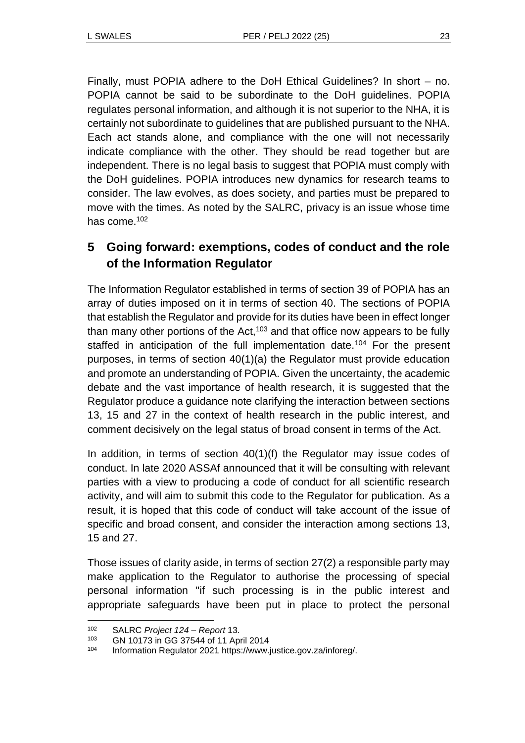Finally, must POPIA adhere to the DoH Ethical Guidelines? In short – no. POPIA cannot be said to be subordinate to the DoH guidelines. POPIA regulates personal information, and although it is not superior to the NHA, it is certainly not subordinate to guidelines that are published pursuant to the NHA. Each act stands alone, and compliance with the one will not necessarily indicate compliance with the other. They should be read together but are independent. There is no legal basis to suggest that POPIA must comply with the DoH guidelines. POPIA introduces new dynamics for research teams to consider. The law evolves, as does society, and parties must be prepared to move with the times. As noted by the SALRC, privacy is an issue whose time has come.[102]

## 5 Going forward: exemptions, codes of conduct and the role of the Information Regulator

The Information Regulator established in terms of section 39 of POPIA has an array of duties imposed on it in terms of section 40. The sections of POPIA that establish the Regulator and provide for its duties have been in effect longer than many other portions of the Act,[103] and that office now appears to be fully staffed in anticipation of the full implementation date.[104] For the present purposes, in terms of section 40(1)(a) the Regulator must provide education and promote an understanding of POPIA. Given the uncertainty, the academic debate and the vast importance of health research, it is suggested that the Regulator produce a guidance note clarifying the interaction between sections 13, 15 and 27 in the context of health research in the public interest, and comment decisively on the legal status of broad consent in terms of the Act.

In addition, in terms of section 40(1)(f) the Regulator may issue codes of conduct. In late 2020 ASSAf announced that it will be consulting with relevant parties with a view to producing a code of conduct for all scientific research activity, and will aim to submit this code to the Regulator for publication. As a result, it is hoped that this code of conduct will take account of the issue of specific and broad consent, and consider the interaction among sections 13, 15 and 27.

Those issues of clarity aside, in terms of section 27(2) a responsible party may make application to the Regulator to authorise the processing of special personal information "if such processing is in the public interest and appropriate safeguards have been put in place to protect the personal

---

102 SALRC *Project 124 – Report* 13.

103 GN 10173 in GG 37544 of 11 April 2014

104 Information Regulator 2021 https://www.justice.gov.za/inforeg/.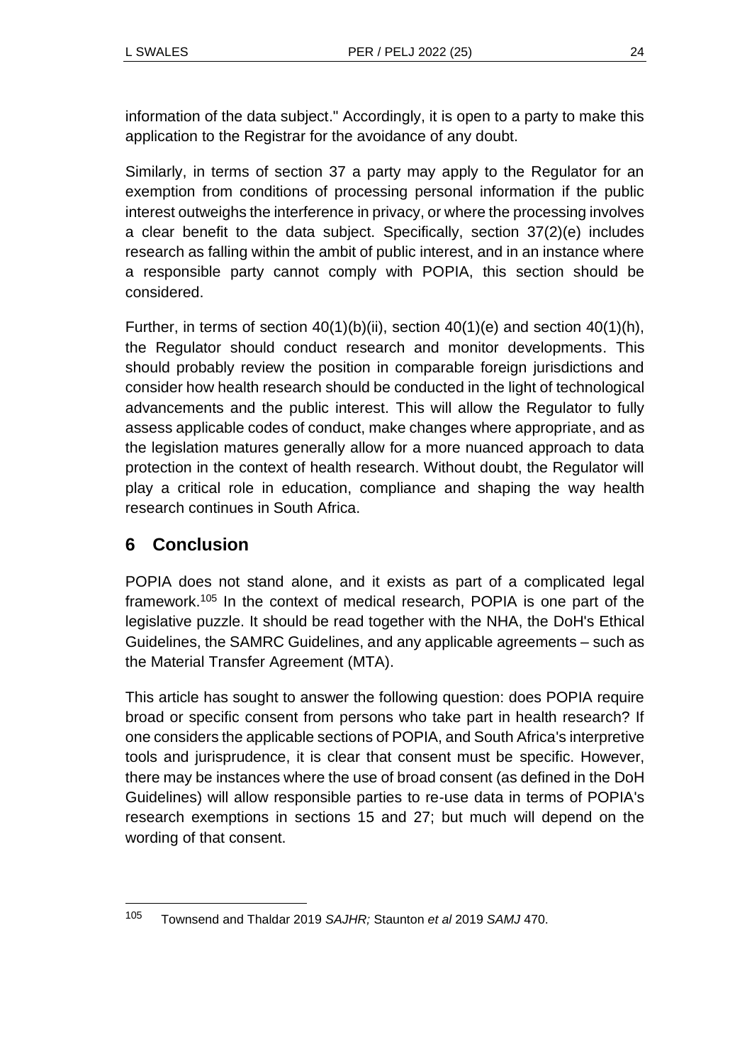information of the data subject." Accordingly, it is open to a party to make this application to the Registrar for the avoidance of any doubt.

Similarly, in terms of section 37 a party may apply to the Regulator for an exemption from conditions of processing personal information if the public interest outweighs the interference in privacy, or where the processing involves a clear benefit to the data subject. Specifically, section 37(2)(e) includes research as falling within the ambit of public interest, and in an instance where a responsible party cannot comply with POPIA, this section should be considered.

Further, in terms of section 40(1)(b)(ii), section 40(1)(e) and section 40(1)(h), the Regulator should conduct research and monitor developments. This should probably review the position in comparable foreign jurisdictions and consider how health research should be conducted in the light of technological advancements and the public interest. This will allow the Regulator to fully assess applicable codes of conduct, make changes where appropriate, and as the legislation matures generally allow for a more nuanced approach to data protection in the context of health research. Without doubt, the Regulator will play a critical role in education, compliance and shaping the way health research continues in South Africa.

## 6 Conclusion

POPIA does not stand alone, and it exists as part of a complicated legal framework.[105] In the context of medical research, POPIA is one part of the legislative puzzle. It should be read together with the NHA, the DoH's Ethical Guidelines, the SAMRC Guidelines, and any applicable agreements – such as the Material Transfer Agreement (MTA).

This article has sought to answer the following question: does POPIA require broad or specific consent from persons who take part in health research? If one considers the applicable sections of POPIA, and South Africa's interpretive tools and jurisprudence, it is clear that consent must be specific. However, there may be instances where the use of broad consent (as defined in the DoH Guidelines) will allow responsible parties to re-use data in terms of POPIA's research exemptions in sections 15 and 27; but much will depend on the wording of that consent.

---

105 Townsend and Thaldar 2019 *SAJHR;* Staunton *et al* 2019 *SAMJ* 470.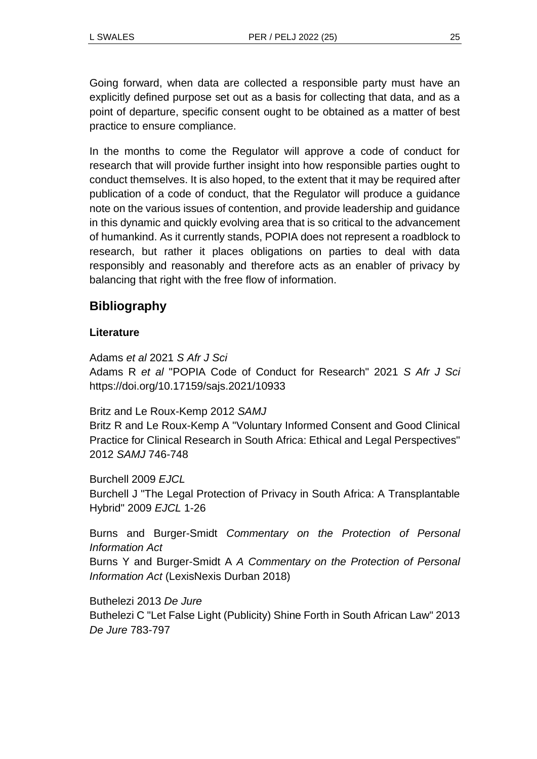Going forward, when data are collected a responsible party must have an explicitly defined purpose set out as a basis for collecting that data, and as a point of departure, specific consent ought to be obtained as a matter of best practice to ensure compliance.

In the months to come the Regulator will approve a code of conduct for research that will provide further insight into how responsible parties ought to conduct themselves. It is also hoped, to the extent that it may be required after publication of a code of conduct, that the Regulator will produce a guidance note on the various issues of contention, and provide leadership and guidance in this dynamic and quickly evolving area that is so critical to the advancement of humankind. As it currently stands, POPIA does not represent a roadblock to research, but rather it places obligations on parties to deal with data responsibly and reasonably and therefore acts as an enabler of privacy by balancing that right with the free flow of information.

## Bibliography

### Literature

Adams *et al* 2021 *S Afr J Sci*
Adams R *et al* "POPIA Code of Conduct for Research" 2021 *S Afr J Sci* https://doi.org/10.17159/sajs.2021/10933

Britz and Le Roux-Kemp 2012 *SAMJ*
Britz R and Le Roux-Kemp A "Voluntary Informed Consent and Good Clinical Practice for Clinical Research in South Africa: Ethical and Legal Perspectives" 2012 *SAMJ* 746-748

Burchell 2009 *EJCL*
Burchell J "The Legal Protection of Privacy in South Africa: A Transplantable Hybrid" 2009 *EJCL* 1-26

Burns and Burger-Smidt *Commentary on the Protection of Personal Information Act*
Burns Y and Burger-Smidt A *A Commentary on the Protection of Personal Information Act* (LexisNexis Durban 2018)

Buthelezi 2013 *De Jure*
Buthelezi C "Let False Light (Publicity) Shine Forth in South African Law" 2013 *De Jure* 783-797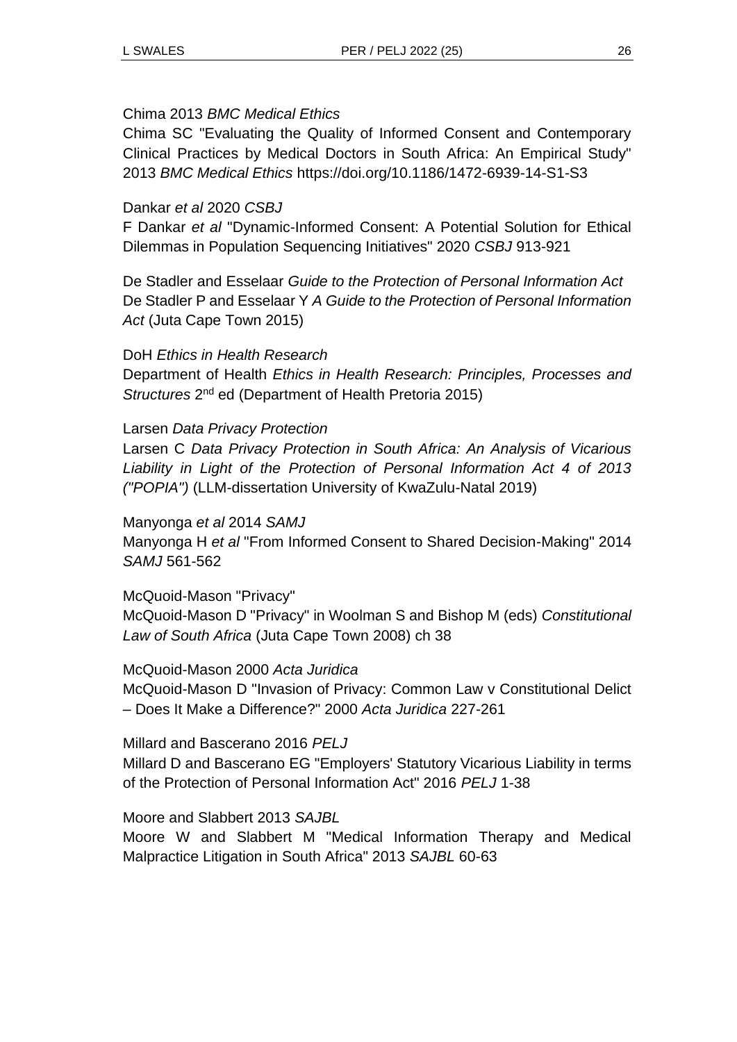Chima 2013 *BMC Medical Ethics*

Chima SC "Evaluating the Quality of Informed Consent and Contemporary Clinical Practices by Medical Doctors in South Africa: An Empirical Study" 2013 *BMC Medical Ethics* https://doi.org/10.1186/1472-6939-14-S1-S3

Dankar *et al* 2020 *CSBJ*

F Dankar *et al* "Dynamic-Informed Consent: A Potential Solution for Ethical Dilemmas in Population Sequencing Initiatives" 2020 *CSBJ* 913-921

De Stadler and Esselaar *Guide to the Protection of Personal Information Act*

De Stadler P and Esselaar Y *A Guide to the Protection of Personal Information Act* (Juta Cape Town 2015)

DoH *Ethics in Health Research*

Department of Health *Ethics in Health Research: Principles, Processes and Structures* 2nd ed (Department of Health Pretoria 2015)

Larsen *Data Privacy Protection*

Larsen C *Data Privacy Protection in South Africa: An Analysis of Vicarious Liability in Light of the Protection of Personal Information Act 4 of 2013 ("POPIA")* (LLM-dissertation University of KwaZulu-Natal 2019)

Manyonga *et al* 2014 *SAMJ*

Manyonga H *et al* "From Informed Consent to Shared Decision-Making" 2014 *SAMJ* 561-562

McQuoid-Mason "Privacy"

McQuoid-Mason D "Privacy" in Woolman S and Bishop M (eds) *Constitutional Law of South Africa* (Juta Cape Town 2008) ch 38

McQuoid-Mason 2000 *Acta Juridica*

McQuoid-Mason D "Invasion of Privacy: Common Law v Constitutional Delict – Does It Make a Difference?" 2000 *Acta Juridica* 227-261

Millard and Bascerano 2016 *PELJ*

Millard D and Bascerano EG "Employers' Statutory Vicarious Liability in terms of the Protection of Personal Information Act" 2016 *PELJ* 1-38

Moore and Slabbert 2013 *SAJBL*

Moore W and Slabbert M "Medical Information Therapy and Medical Malpractice Litigation in South Africa" 2013 *SAJBL* 60-63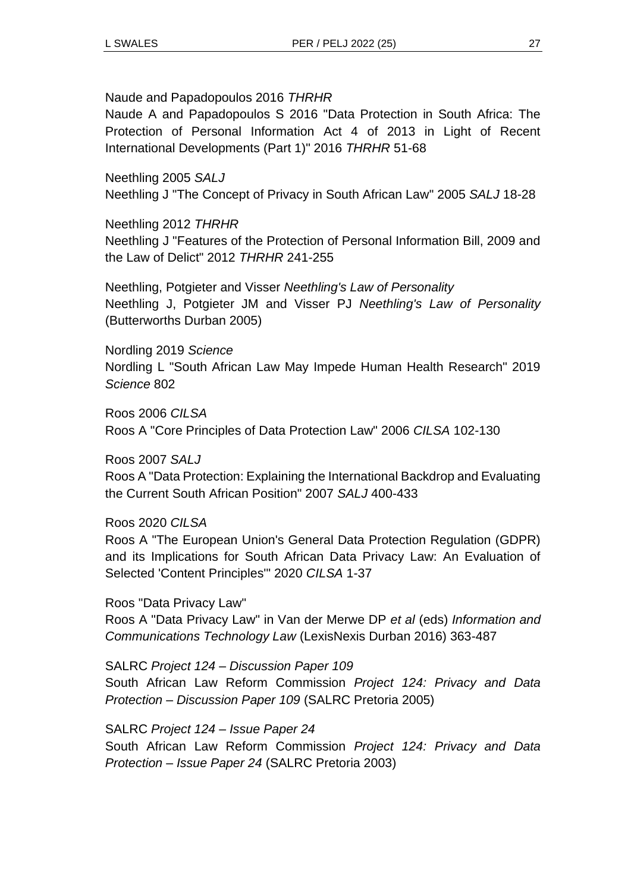Naude and Papadopoulos 2016 *THRHR*
Naude A and Papadopoulos S 2016 "Data Protection in South Africa: The Protection of Personal Information Act 4 of 2013 in Light of Recent International Developments (Part 1)" 2016 *THRHR* 51-68

Neethling 2005 *SALJ*
Neethling J "The Concept of Privacy in South African Law" 2005 *SALJ* 18-28

Neethling 2012 *THRHR*
Neethling J "Features of the Protection of Personal Information Bill, 2009 and the Law of Delict" 2012 *THRHR* 241-255

Neethling, Potgieter and Visser *Neethling's Law of Personality*
Neethling J, Potgieter JM and Visser PJ *Neethling's Law of Personality* (Butterworths Durban 2005)

Nordling 2019 *Science*
Nordling L "South African Law May Impede Human Health Research" 2019 *Science* 802

Roos 2006 *CILSA*
Roos A "Core Principles of Data Protection Law" 2006 *CILSA* 102-130

Roos 2007 *SALJ*
Roos A "Data Protection: Explaining the International Backdrop and Evaluating the Current South African Position" 2007 *SALJ* 400-433

Roos 2020 *CILSA*
Roos A "The European Union's General Data Protection Regulation (GDPR) and its Implications for South African Data Privacy Law: An Evaluation of Selected 'Content Principles'" 2020 *CILSA* 1-37

Roos "Data Privacy Law"
Roos A "Data Privacy Law" in Van der Merwe DP *et al* (eds) *Information and Communications Technology Law* (LexisNexis Durban 2016) 363-487

SALRC *Project 124 – Discussion Paper 109*
South African Law Reform Commission *Project 124: Privacy and Data Protection – Discussion Paper 109* (SALRC Pretoria 2005)

SALRC *Project 124 – Issue Paper 24*
South African Law Reform Commission *Project 124: Privacy and Data Protection – Issue Paper 24* (SALRC Pretoria 2003)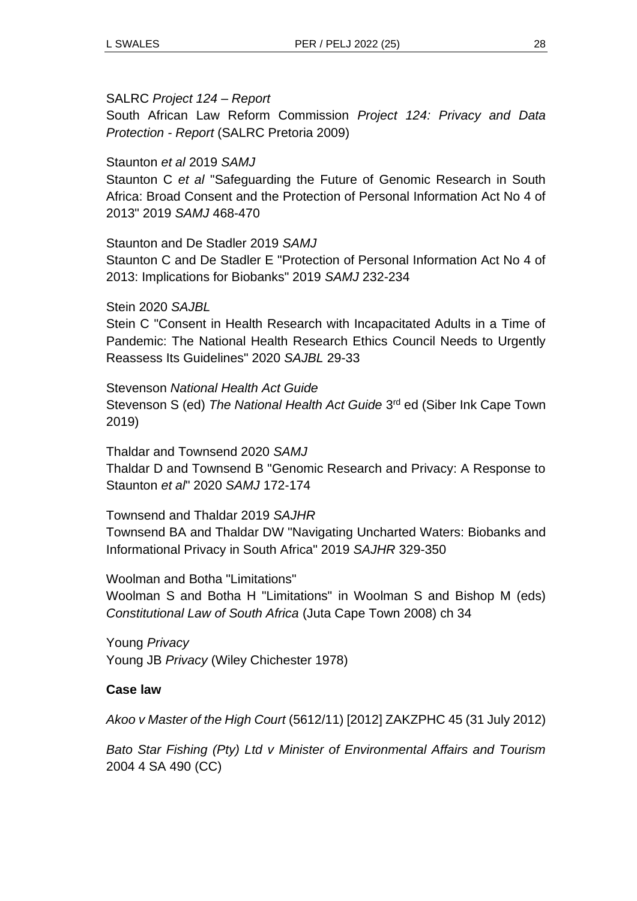SALRC *Project 124 – Report*

South African Law Reform Commission *Project 124: Privacy and Data Protection - Report* (SALRC Pretoria 2009)

Staunton *et al* 2019 *SAMJ*

Staunton C *et al* "Safeguarding the Future of Genomic Research in South Africa: Broad Consent and the Protection of Personal Information Act No 4 of 2013" 2019 *SAMJ* 468-470

Staunton and De Stadler 2019 *SAMJ*

Staunton C and De Stadler E "Protection of Personal Information Act No 4 of 2013: Implications for Biobanks" 2019 *SAMJ* 232-234

Stein 2020 *SAJBL*

Stein C "Consent in Health Research with Incapacitated Adults in a Time of Pandemic: The National Health Research Ethics Council Needs to Urgently Reassess Its Guidelines" 2020 *SAJBL* 29-33

Stevenson *National Health Act Guide*

Stevenson S (ed) *The National Health Act Guide* 3rd ed (Siber Ink Cape Town 2019)

Thaldar and Townsend 2020 *SAMJ*

Thaldar D and Townsend B "Genomic Research and Privacy: A Response to Staunton *et al*" 2020 *SAMJ* 172-174

Townsend and Thaldar 2019 *SAJHR*

Townsend BA and Thaldar DW "Navigating Uncharted Waters: Biobanks and Informational Privacy in South Africa" 2019 *SAJHR* 329-350

Woolman and Botha "Limitations"

Woolman S and Botha H "Limitations" in Woolman S and Bishop M (eds) *Constitutional Law of South Africa* (Juta Cape Town 2008) ch 34

Young *Privacy*

Young JB *Privacy* (Wiley Chichester 1978)

**Case law**

*Akoo v Master of the High Court* (5612/11) [2012] ZAKZPHC 45 (31 July 2012)

*Bato Star Fishing (Pty) Ltd v Minister of Environmental Affairs and Tourism* 2004 4 SA 490 (CC)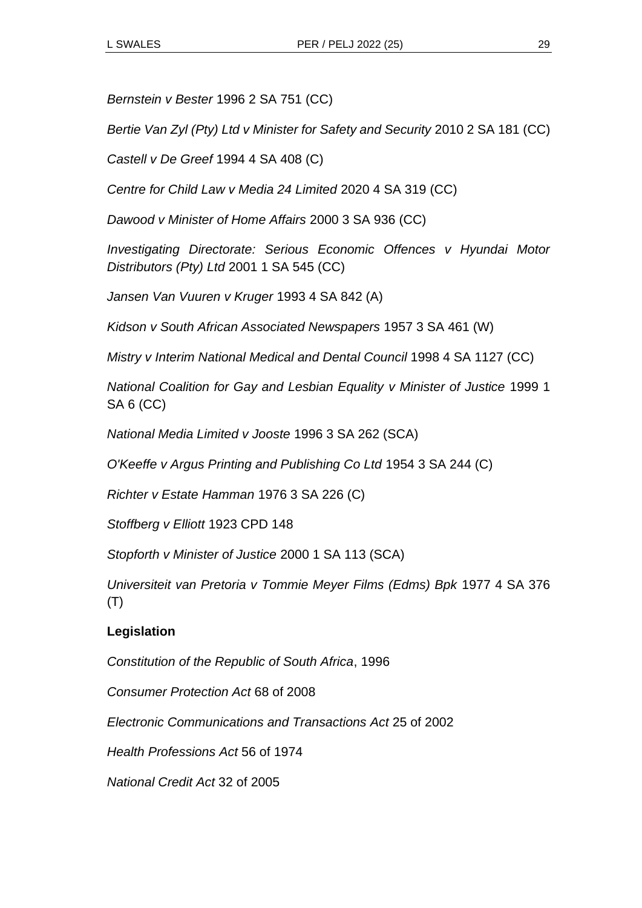*Bernstein v Bester* 1996 2 SA 751 (CC)

*Bertie Van Zyl (Pty) Ltd v Minister for Safety and Security* 2010 2 SA 181 (CC)

*Castell v De Greef* 1994 4 SA 408 (C)

*Centre for Child Law v Media 24 Limited* 2020 4 SA 319 (CC)

*Dawood v Minister of Home Affairs* 2000 3 SA 936 (CC)

*Investigating Directorate: Serious Economic Offences v Hyundai Motor Distributors (Pty) Ltd* 2001 1 SA 545 (CC)

*Jansen Van Vuuren v Kruger* 1993 4 SA 842 (A)

*Kidson v South African Associated Newspapers* 1957 3 SA 461 (W)

*Mistry v Interim National Medical and Dental Council* 1998 4 SA 1127 (CC)

*National Coalition for Gay and Lesbian Equality v Minister of Justice* 1999 1 SA 6 (CC)

*National Media Limited v Jooste* 1996 3 SA 262 (SCA)

*O'Keeffe v Argus Printing and Publishing Co Ltd* 1954 3 SA 244 (C)

*Richter v Estate Hamman* 1976 3 SA 226 (C)

*Stoffberg v Elliott* 1923 CPD 148

*Stopforth v Minister of Justice* 2000 1 SA 113 (SCA)

*Universiteit van Pretoria v Tommie Meyer Films (Edms) Bpk* 1977 4 SA 376 (T)

**Legislation**

*Constitution of the Republic of South Africa*, 1996

*Consumer Protection Act* 68 of 2008

*Electronic Communications and Transactions Act* 25 of 2002

*Health Professions Act* 56 of 1974

*National Credit Act* 32 of 2005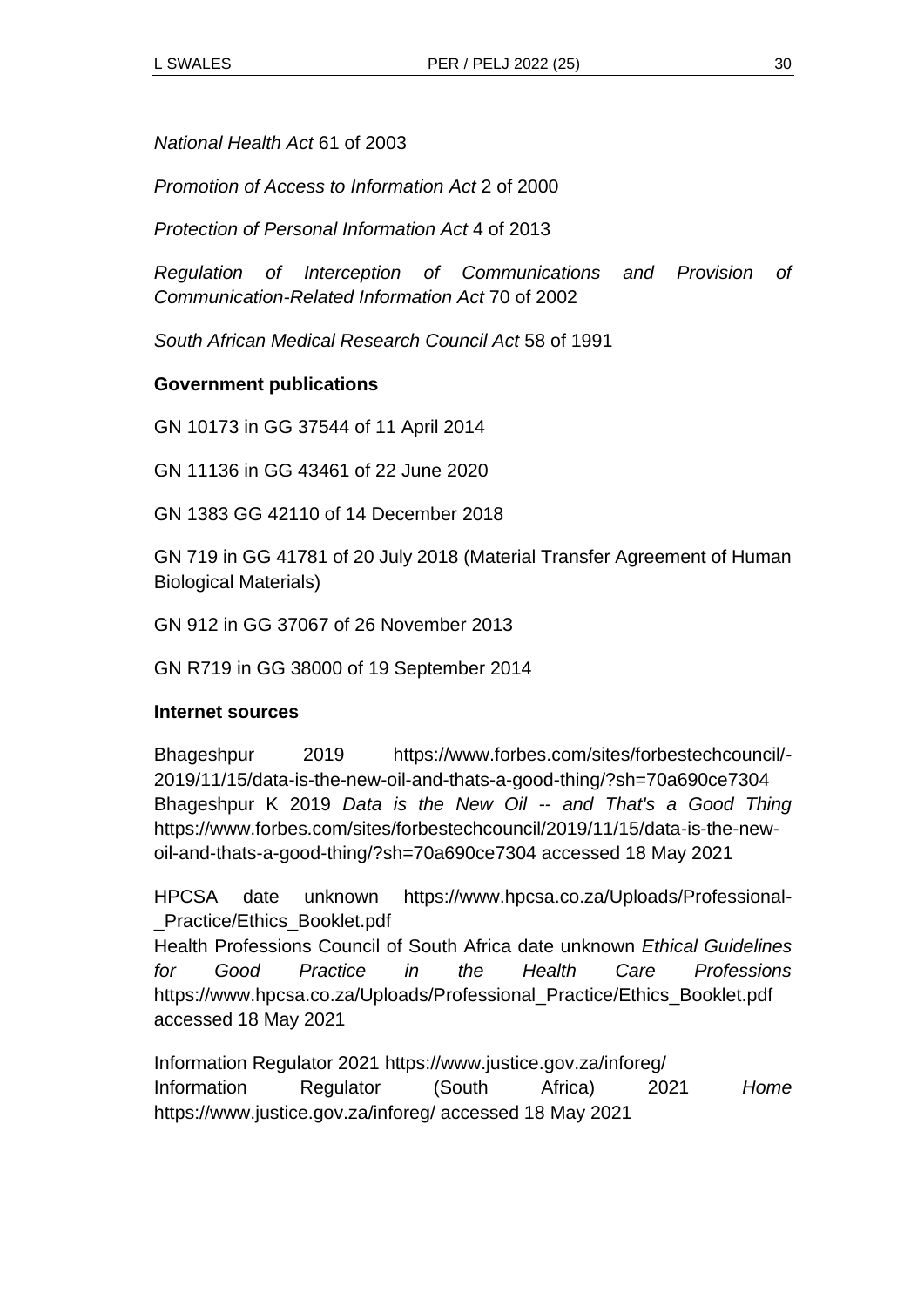*National Health Act* 61 of 2003

*Promotion of Access to Information Act* 2 of 2000

*Protection of Personal Information Act* 4 of 2013

*Regulation of Interception of Communications and Provision of Communication-Related Information Act* 70 of 2002

*South African Medical Research Council Act* 58 of 1991

**Government publications**

GN 10173 in GG 37544 of 11 April 2014

GN 11136 in GG 43461 of 22 June 2020

GN 1383 GG 42110 of 14 December 2018

GN 719 in GG 41781 of 20 July 2018 (Material Transfer Agreement of Human Biological Materials)

GN 912 in GG 37067 of 26 November 2013

GN R719 in GG 38000 of 19 September 2014

**Internet sources**

Bhageshpur 2019 https://www.forbes.com/sites/forbestechcouncil/-2019/11/15/data-is-the-new-oil-and-thats-a-good-thing/?sh=70a690ce7304
Bhageshpur K 2019 *Data is the New Oil -- and That's a Good Thing* https://www.forbes.com/sites/forbestechcouncil/2019/11/15/data-is-the-new-oil-and-thats-a-good-thing/?sh=70a690ce7304 accessed 18 May 2021

HPCSA date unknown https://www.hpcsa.co.za/Uploads/Professional-_Practice/Ethics_Booklet.pdf
Health Professions Council of South Africa date unknown *Ethical Guidelines for Good Practice in the Health Care Professions* https://www.hpcsa.co.za/Uploads/Professional_Practice/Ethics_Booklet.pdf accessed 18 May 2021

Information Regulator 2021 https://www.justice.gov.za/inforeg/
Information Regulator (South Africa) 2021 *Home* https://www.justice.gov.za/inforeg/ accessed 18 May 2021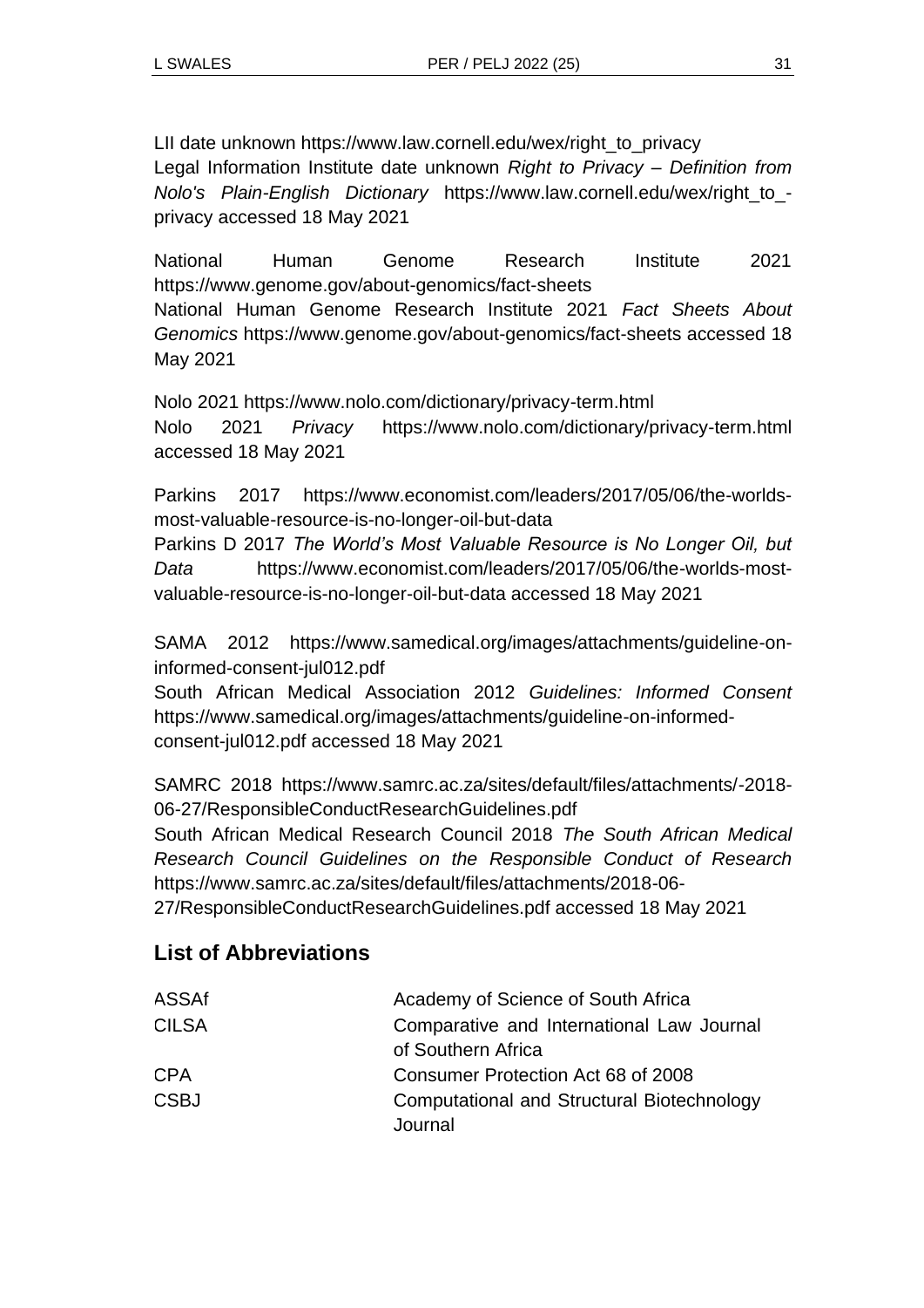LII date unknown https://www.law.cornell.edu/wex/right_to_privacy
Legal Information Institute date unknown *Right to Privacy – Definition from Nolo's Plain-English Dictionary* https://www.law.cornell.edu/wex/right_to_-privacy accessed 18 May 2021

National Human Genome Research Institute 2021 https://www.genome.gov/about-genomics/fact-sheets
National Human Genome Research Institute 2021 *Fact Sheets About Genomics* https://www.genome.gov/about-genomics/fact-sheets accessed 18 May 2021

Nolo 2021 https://www.nolo.com/dictionary/privacy-term.html
Nolo 2021 *Privacy* https://www.nolo.com/dictionary/privacy-term.html accessed 18 May 2021

Parkins 2017 https://www.economist.com/leaders/2017/05/06/the-worlds-most-valuable-resource-is-no-longer-oil-but-data
Parkins D 2017 *The World's Most Valuable Resource is No Longer Oil, but Data* https://www.economist.com/leaders/2017/05/06/the-worlds-most-valuable-resource-is-no-longer-oil-but-data accessed 18 May 2021

SAMA 2012 https://www.samedical.org/images/attachments/guideline-on-informed-consent-jul012.pdf
South African Medical Association 2012 *Guidelines: Informed Consent* https://www.samedical.org/images/attachments/guideline-on-informed-consent-jul012.pdf accessed 18 May 2021

SAMRC 2018 https://www.samrc.ac.za/sites/default/files/attachments/-2018-06-27/ResponsibleConductResearchGuidelines.pdf
South African Medical Research Council 2018 *The South African Medical Research Council Guidelines on the Responsible Conduct of Research* https://www.samrc.ac.za/sites/default/files/attachments/2018-06-27/ResponsibleConductResearchGuidelines.pdf accessed 18 May 2021

## List of Abbreviations

| | |
|---|---|
| ASSAf | Academy of Science of South Africa |
| CILSA | Comparative and International Law Journal of Southern Africa |
| CPA | Consumer Protection Act 68 of 2008 |
| CSBJ | Computational and Structural Biotechnology Journal |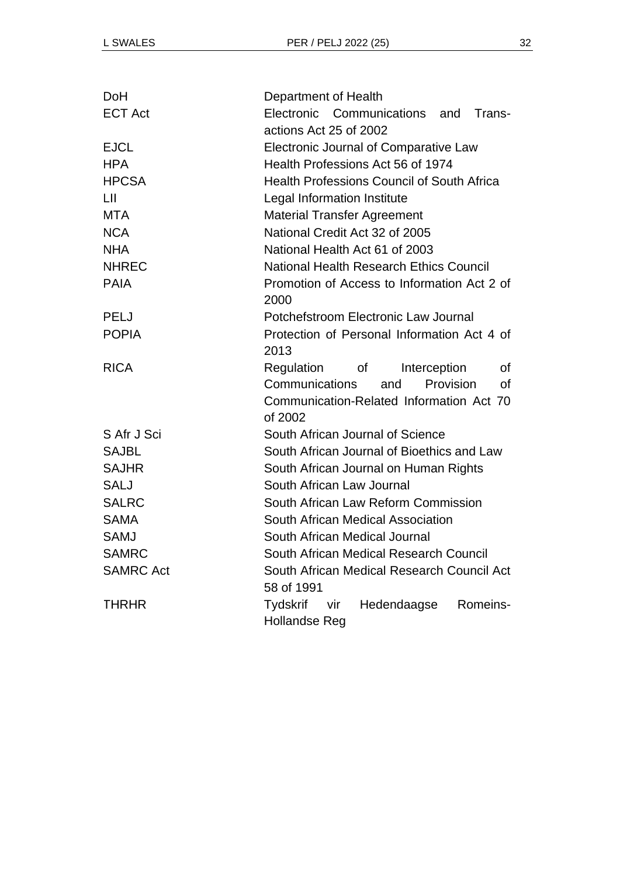| | |
|---|---|
| DoH | Department of Health |
| ECT Act | Electronic Communications and Transactions Act 25 of 2002 |
| EJCL | Electronic Journal of Comparative Law |
| HPA | Health Professions Act 56 of 1974 |
| HPCSA | Health Professions Council of South Africa |
| LII | Legal Information Institute |
| MTA | Material Transfer Agreement |
| NCA | National Credit Act 32 of 2005 |
| NHA | National Health Act 61 of 2003 |
| NHREC | National Health Research Ethics Council |
| PAIA | Promotion of Access to Information Act 2 of 2000 |
| PELJ | Potchefstroom Electronic Law Journal |
| POPIA | Protection of Personal Information Act 4 of 2013 |
| RICA | Regulation of Interception of Communications and Provision of Communication-Related Information Act 70 of 2002 |
| S Afr J Sci | South African Journal of Science |
| SAJBL | South African Journal of Bioethics and Law |
| SAJHR | South African Journal on Human Rights |
| SALJ | South African Law Journal |
| SALRC | South African Law Reform Commission |
| SAMA | South African Medical Association |
| SAMJ | South African Medical Journal |
| SAMRC | South African Medical Research Council |
| SAMRC Act | South African Medical Research Council Act 58 of 1991 |
| THRHR | Tydskrif vir Hedendaagse Romeins-Hollandse Reg |